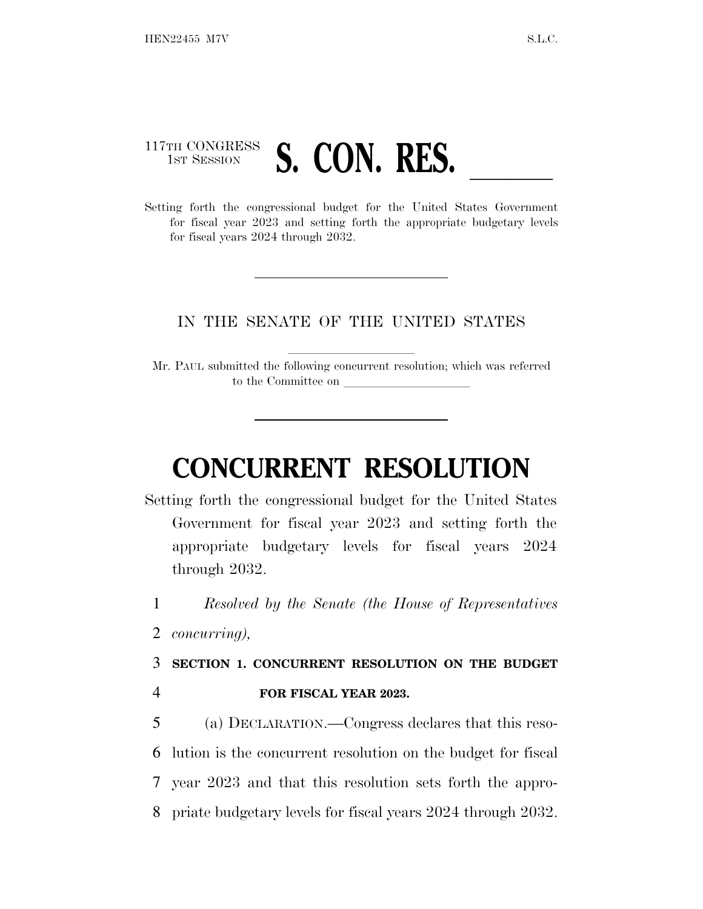117TH CONGRESS
1ST SESSION

# S. CON. RES. \_\_\_\_\_\_

Setting forth the congressional budget for the United States Government for fiscal year 2023 and setting forth the appropriate budgetary levels for fiscal years 2024 through 2032.

---

IN THE SENATE OF THE UNITED STATES

---

Mr. PAUL submitted the following concurrent resolution; which was referred to the Committee on \_\_\_\_\_\_\_\_\_\_\_\_\_\_\_\_\_\_\_\_

---

# CONCURRENT RESOLUTION

Setting forth the congressional budget for the United States Government for fiscal year 2023 and setting forth the appropriate budgetary levels for fiscal years 2024 through 2032.

1 *Resolved by the Senate (the House of Representatives*
2 *concurring),*

3 **SECTION 1. CONCURRENT RESOLUTION ON THE BUDGET**
4 **FOR FISCAL YEAR 2023.**

5 (a) DECLARATION.—Congress declares that this reso-
6 lution is the concurrent resolution on the budget for fiscal
7 year 2023 and that this resolution sets forth the appro-
8 priate budgetary levels for fiscal years 2024 through 2032.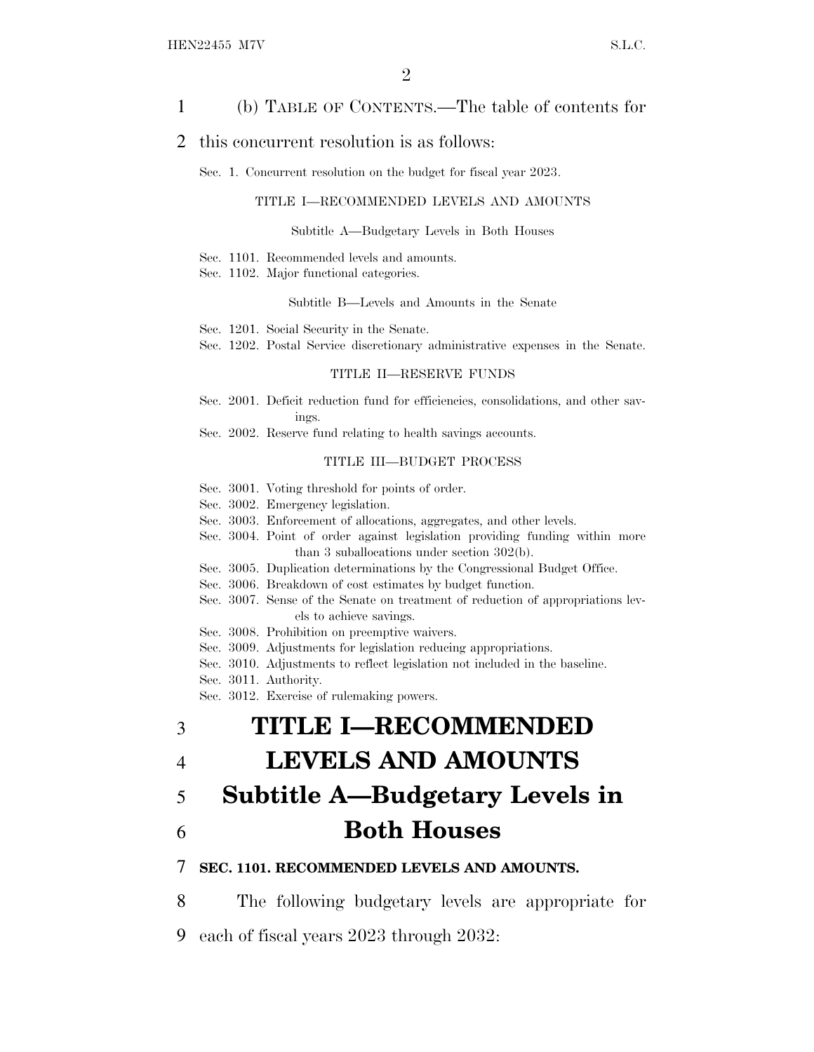(b) TABLE OF CONTENTS.—The table of contents for this concurrent resolution is as follows:

Sec. 1. Concurrent resolution on the budget for fiscal year 2023.

TITLE I—RECOMMENDED LEVELS AND AMOUNTS

Subtitle A—Budgetary Levels in Both Houses

Sec. 1101. Recommended levels and amounts.
Sec. 1102. Major functional categories.

Subtitle B—Levels and Amounts in the Senate

Sec. 1201. Social Security in the Senate.
Sec. 1202. Postal Service discretionary administrative expenses in the Senate.

TITLE II—RESERVE FUNDS

Sec. 2001. Deficit reduction fund for efficiencies, consolidations, and other savings.
Sec. 2002. Reserve fund relating to health savings accounts.

TITLE III—BUDGET PROCESS

Sec. 3001. Voting threshold for points of order.
Sec. 3002. Emergency legislation.
Sec. 3003. Enforcement of allocations, aggregates, and other levels.
Sec. 3004. Point of order against legislation providing funding within more than 3 suballocations under section 302(b).
Sec. 3005. Duplication determinations by the Congressional Budget Office.
Sec. 3006. Breakdown of cost estimates by budget function.
Sec. 3007. Sense of the Senate on treatment of reduction of appropriations levels to achieve savings.
Sec. 3008. Prohibition on preemptive waivers.
Sec. 3009. Adjustments for legislation reducing appropriations.
Sec. 3010. Adjustments to reflect legislation not included in the baseline.
Sec. 3011. Authority.
Sec. 3012. Exercise of rulemaking powers.

# TITLE I—RECOMMENDED LEVELS AND AMOUNTS

## Subtitle A—Budgetary Levels in Both Houses

### SEC. 1101. RECOMMENDED LEVELS AND AMOUNTS.

The following budgetary levels are appropriate for each of fiscal years 2023 through 2032: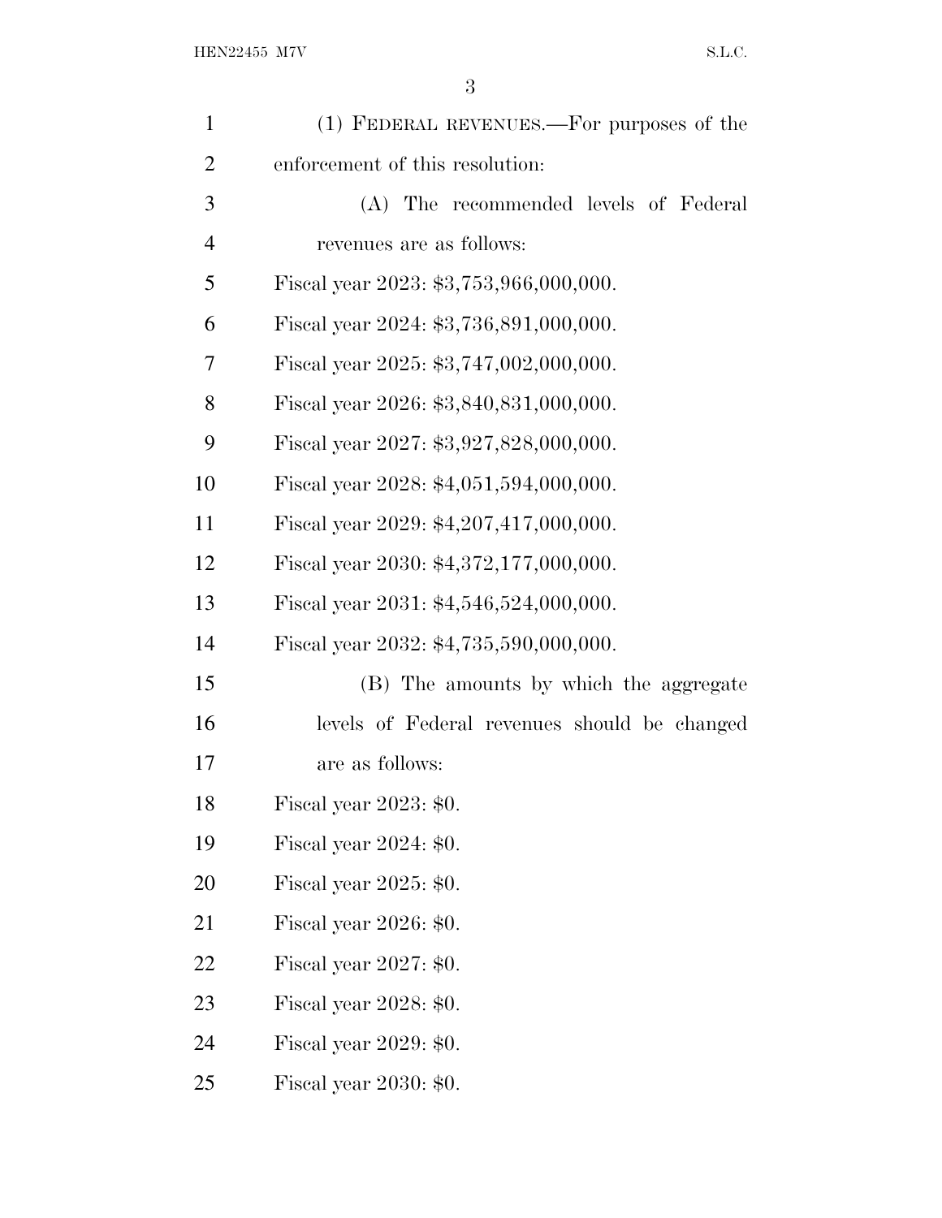(1) FEDERAL REVENUES.—For purposes of the enforcement of this resolution:

(A) The recommended levels of Federal revenues are as follows:

Fiscal year 2023: $3,753,966,000,000.

Fiscal year 2024: $3,736,891,000,000.

Fiscal year 2025: $3,747,002,000,000.

Fiscal year 2026: $3,840,831,000,000.

Fiscal year 2027: $3,927,828,000,000.

Fiscal year 2028: $4,051,594,000,000.

Fiscal year 2029: $4,207,417,000,000.

Fiscal year 2030: $4,372,177,000,000.

Fiscal year 2031: $4,546,524,000,000.

Fiscal year 2032: $4,735,590,000,000.

(B) The amounts by which the aggregate levels of Federal revenues should be changed are as follows:

Fiscal year 2023: $0.

Fiscal year 2024: $0.

Fiscal year 2025: $0.

Fiscal year 2026: $0.

Fiscal year 2027: $0.

Fiscal year 2028: $0.

Fiscal year 2029: $0.

Fiscal year 2030: $0.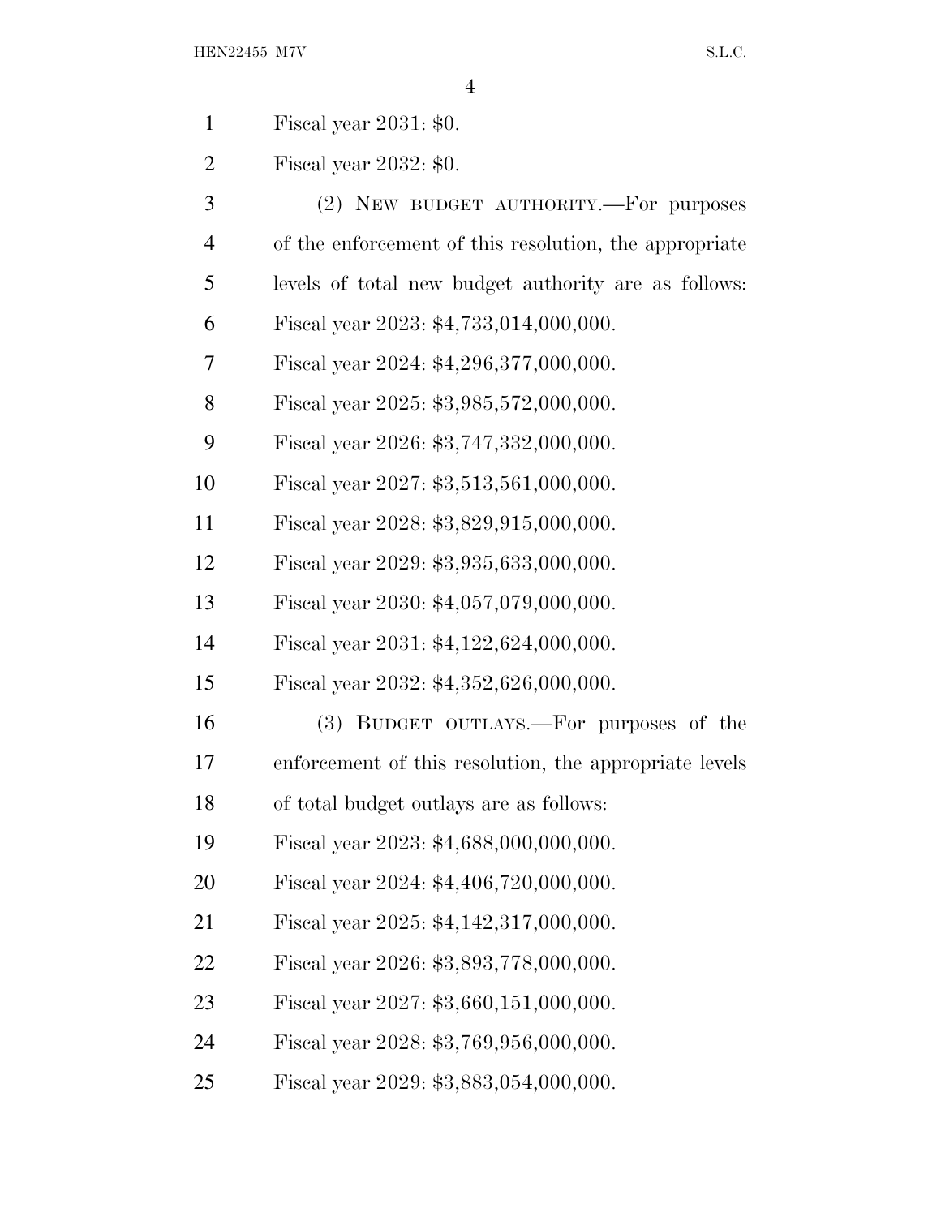Fiscal year 2031: $0.

Fiscal year 2032: $0.

(2) NEW BUDGET AUTHORITY.—For purposes of the enforcement of this resolution, the appropriate levels of total new budget authority are as follows:

Fiscal year 2023: $4,733,014,000,000.

Fiscal year 2024: $4,296,377,000,000.

Fiscal year 2025: $3,985,572,000,000.

Fiscal year 2026: $3,747,332,000,000.

Fiscal year 2027: $3,513,561,000,000.

Fiscal year 2028: $3,829,915,000,000.

Fiscal year 2029: $3,935,633,000,000.

Fiscal year 2030: $4,057,079,000,000.

Fiscal year 2031: $4,122,624,000,000.

Fiscal year 2032: $4,352,626,000,000.

(3) BUDGET OUTLAYS.—For purposes of the enforcement of this resolution, the appropriate levels of total budget outlays are as follows:

Fiscal year 2023: $4,688,000,000,000.

Fiscal year 2024: $4,406,720,000,000.

Fiscal year 2025: $4,142,317,000,000.

Fiscal year 2026: $3,893,778,000,000.

Fiscal year 2027: $3,660,151,000,000.

Fiscal year 2028: $3,769,956,000,000.

Fiscal year 2029: $3,883,054,000,000.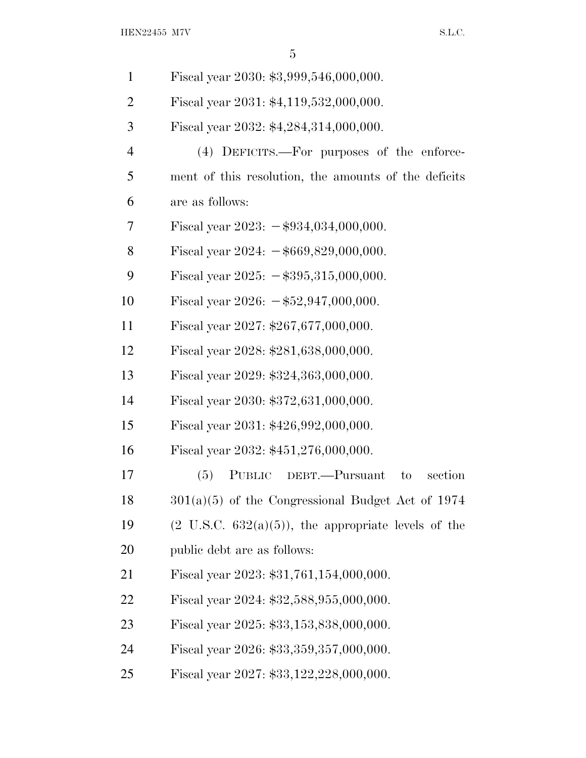Fiscal year 2030: $3,999,546,000,000.

Fiscal year 2031: $4,119,532,000,000.

Fiscal year 2032: $4,284,314,000,000.

(4) DEFICITS.—For purposes of the enforcement of this resolution, the amounts of the deficits are as follows:

Fiscal year 2023: −$934,034,000,000.

Fiscal year 2024: −$669,829,000,000.

Fiscal year 2025: −$395,315,000,000.

Fiscal year 2026: −$52,947,000,000.

Fiscal year 2027: $267,677,000,000.

Fiscal year 2028: $281,638,000,000.

Fiscal year 2029: $324,363,000,000.

Fiscal year 2030: $372,631,000,000.

Fiscal year 2031: $426,992,000,000.

Fiscal year 2032: $451,276,000,000.

(5) PUBLIC DEBT.—Pursuant to section 301(a)(5) of the Congressional Budget Act of 1974 (2 U.S.C. 632(a)(5)), the appropriate levels of the public debt are as follows:

Fiscal year 2023: $31,761,154,000,000.

Fiscal year 2024: $32,588,955,000,000.

Fiscal year 2025: $33,153,838,000,000.

Fiscal year 2026: $33,359,357,000,000.

Fiscal year 2027: $33,122,228,000,000.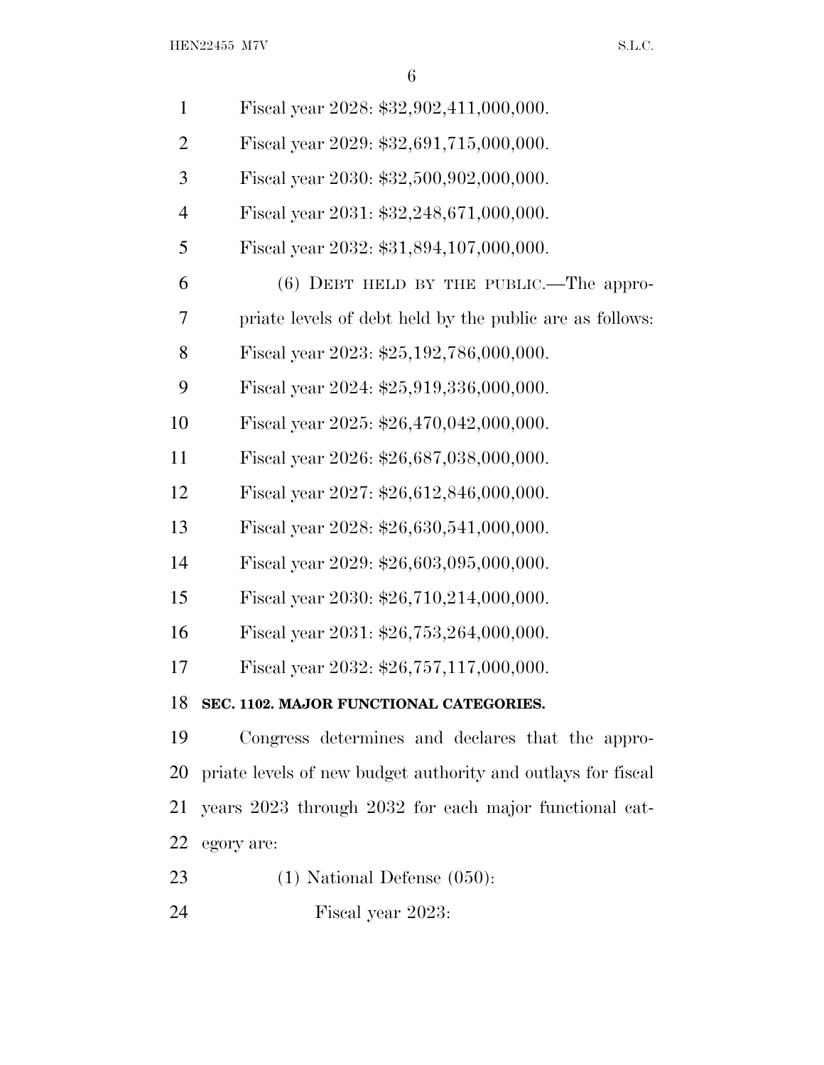Fiscal year 2028: $32,902,411,000,000.

Fiscal year 2029: $32,691,715,000,000.

Fiscal year 2030: $32,500,902,000,000.

Fiscal year 2031: $32,248,671,000,000.

Fiscal year 2032: $31,894,107,000,000.

(6) DEBT HELD BY THE PUBLIC.—The appropriate levels of debt held by the public are as follows:

Fiscal year 2023: $25,192,786,000,000.

Fiscal year 2024: $25,919,336,000,000.

Fiscal year 2025: $26,470,042,000,000.

Fiscal year 2026: $26,687,038,000,000.

Fiscal year 2027: $26,612,846,000,000.

Fiscal year 2028: $26,630,541,000,000.

Fiscal year 2029: $26,603,095,000,000.

Fiscal year 2030: $26,710,214,000,000.

Fiscal year 2031: $26,753,264,000,000.

Fiscal year 2032: $26,757,117,000,000.

**SEC. 1102. MAJOR FUNCTIONAL CATEGORIES.**

Congress determines and declares that the appropriate levels of new budget authority and outlays for fiscal years 2023 through 2032 for each major functional category are:

(1) National Defense (050):

Fiscal year 2023: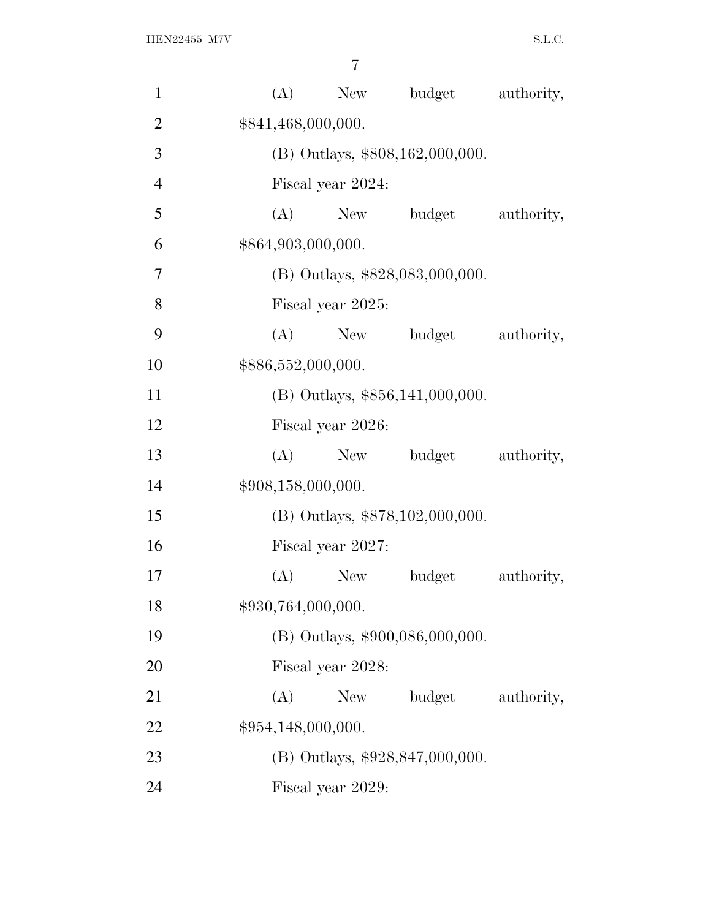(A) New budget authority, $841,468,000,000.

(B) Outlays, $808,162,000,000.

Fiscal year 2024:

(A) New budget authority, $864,903,000,000.

(B) Outlays, $828,083,000,000.

Fiscal year 2025:

(A) New budget authority, $886,552,000,000.

(B) Outlays, $856,141,000,000.

Fiscal year 2026:

(A) New budget authority, $908,158,000,000.

(B) Outlays, $878,102,000,000.

Fiscal year 2027:

(A) New budget authority, $930,764,000,000.

(B) Outlays, $900,086,000,000.

Fiscal year 2028:

(A) New budget authority, $954,148,000,000.

(B) Outlays, $928,847,000,000.

Fiscal year 2029: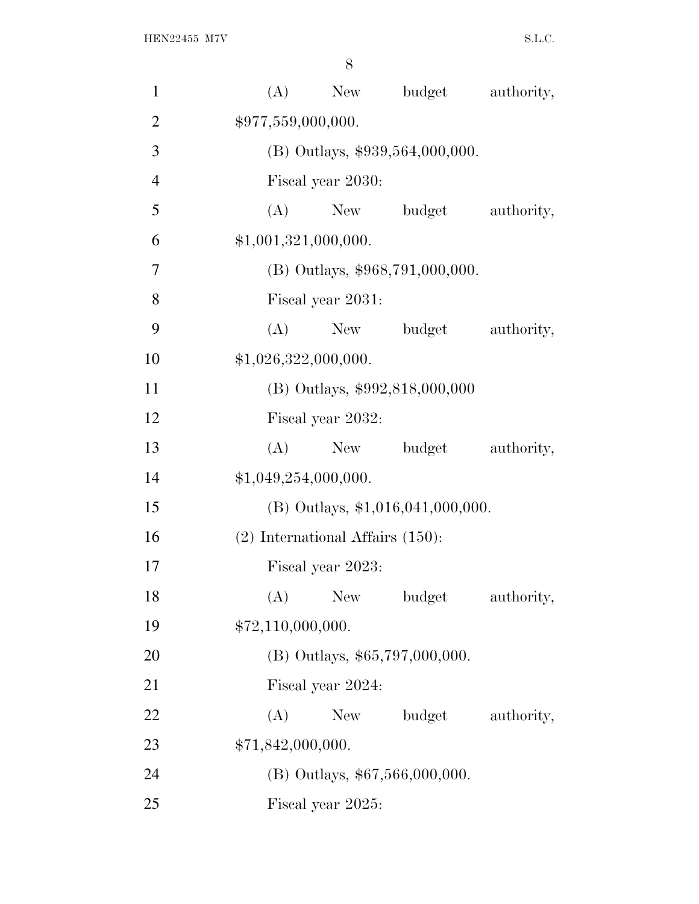(A) New budget authority, $977,559,000,000.

(B) Outlays, $939,564,000,000.

Fiscal year 2030:

(A) New budget authority, $1,001,321,000,000.

(B) Outlays, $968,791,000,000.

Fiscal year 2031:

(A) New budget authority, $1,026,322,000,000.

(B) Outlays, $992,818,000,000

Fiscal year 2032:

(A) New budget authority, $1,049,254,000,000.

(B) Outlays, $1,016,041,000,000.

(2) International Affairs (150):

Fiscal year 2023:

(A) New budget authority, $72,110,000,000.

(B) Outlays, $65,797,000,000.

Fiscal year 2024:

(A) New budget authority, $71,842,000,000.

(B) Outlays, $67,566,000,000.

Fiscal year 2025: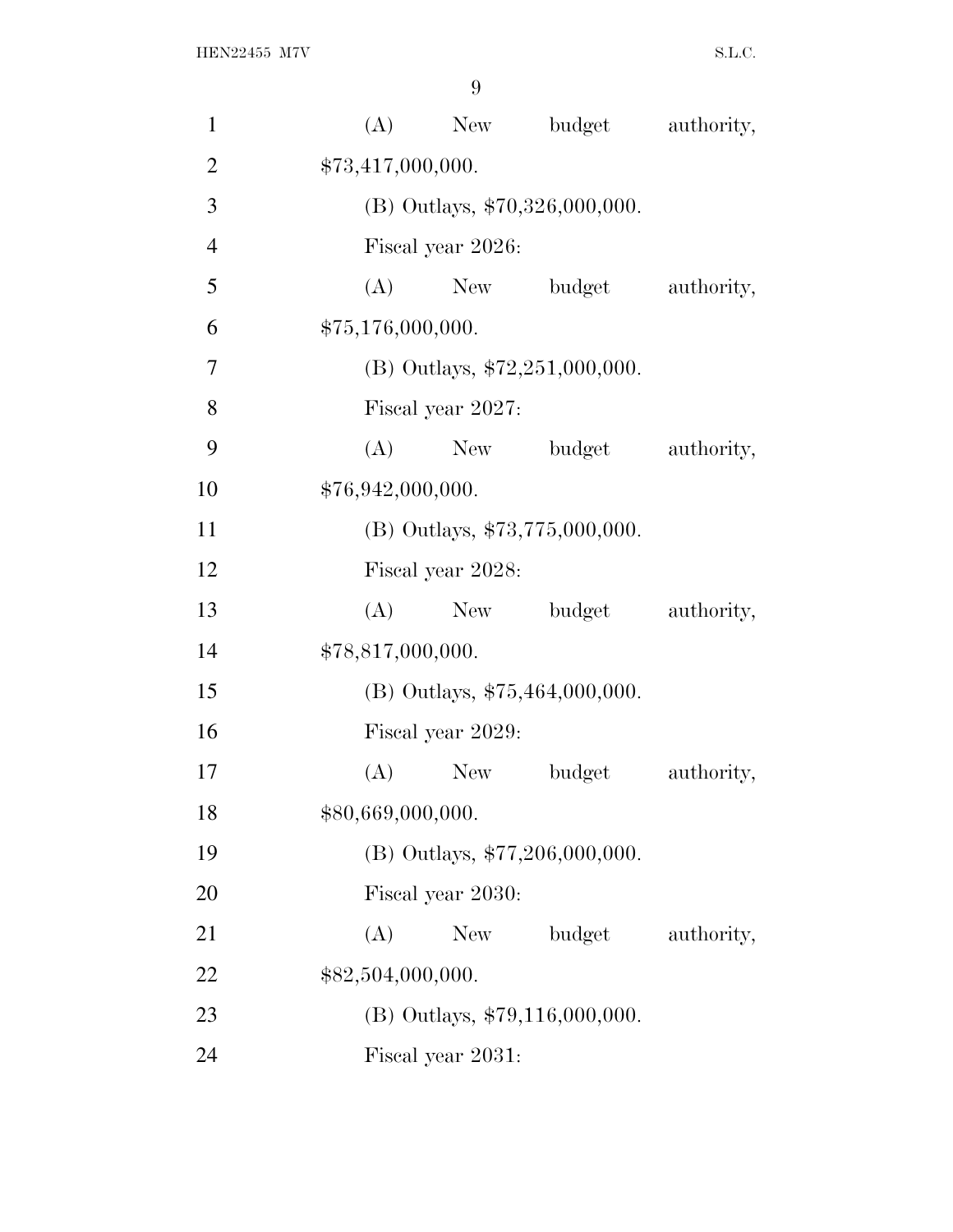(A) New budget authority, $73,417,000,000.

(B) Outlays, $70,326,000,000.

Fiscal year 2026:

(A) New budget authority, $75,176,000,000.

(B) Outlays, $72,251,000,000.

Fiscal year 2027:

(A) New budget authority, $76,942,000,000.

(B) Outlays, $73,775,000,000.

Fiscal year 2028:

(A) New budget authority, $78,817,000,000.

(B) Outlays, $75,464,000,000.

Fiscal year 2029:

(A) New budget authority, $80,669,000,000.

(B) Outlays, $77,206,000,000.

Fiscal year 2030:

(A) New budget authority, $82,504,000,000.

(B) Outlays, $79,116,000,000.

Fiscal year 2031: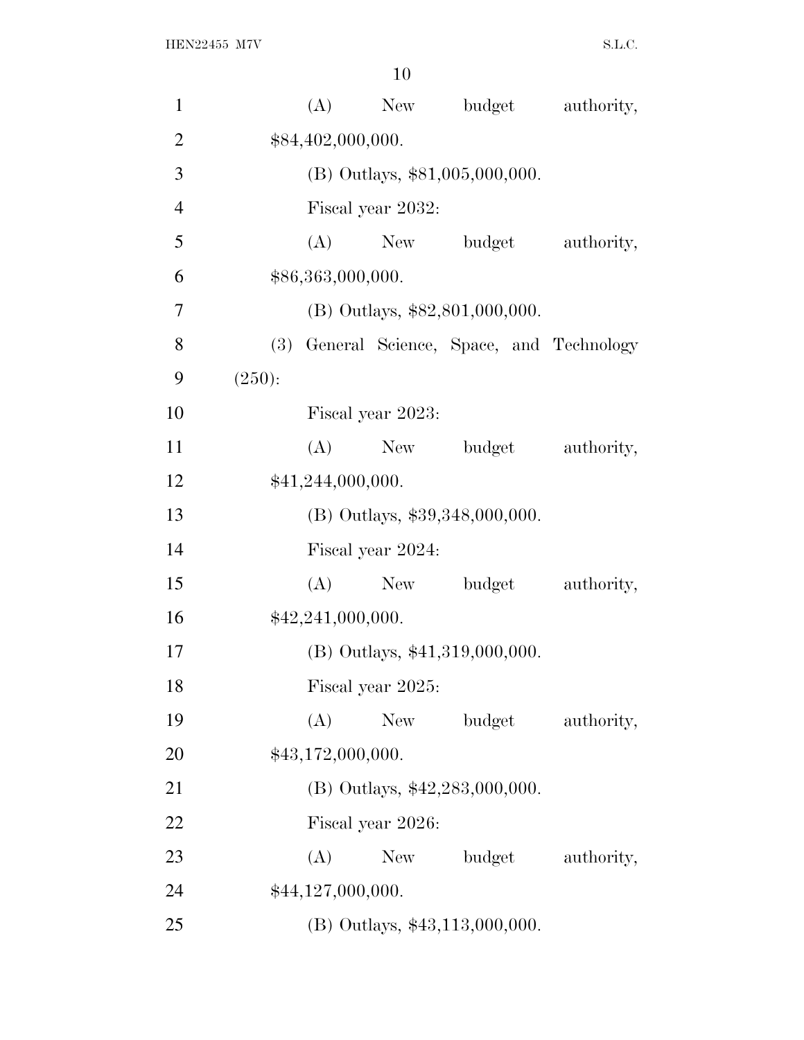(A) New budget authority, $84,402,000,000.

(B) Outlays, $81,005,000,000.

Fiscal year 2032:

(A) New budget authority, $86,363,000,000.

(B) Outlays, $82,801,000,000.

(3) General Science, Space, and Technology (250):

Fiscal year 2023:

(A) New budget authority, $41,244,000,000.

(B) Outlays, $39,348,000,000.

Fiscal year 2024:

(A) New budget authority, $42,241,000,000.

(B) Outlays, $41,319,000,000.

Fiscal year 2025:

(A) New budget authority, $43,172,000,000.

(B) Outlays, $42,283,000,000.

Fiscal year 2026:

(A) New budget authority, $44,127,000,000.

(B) Outlays, $43,113,000,000.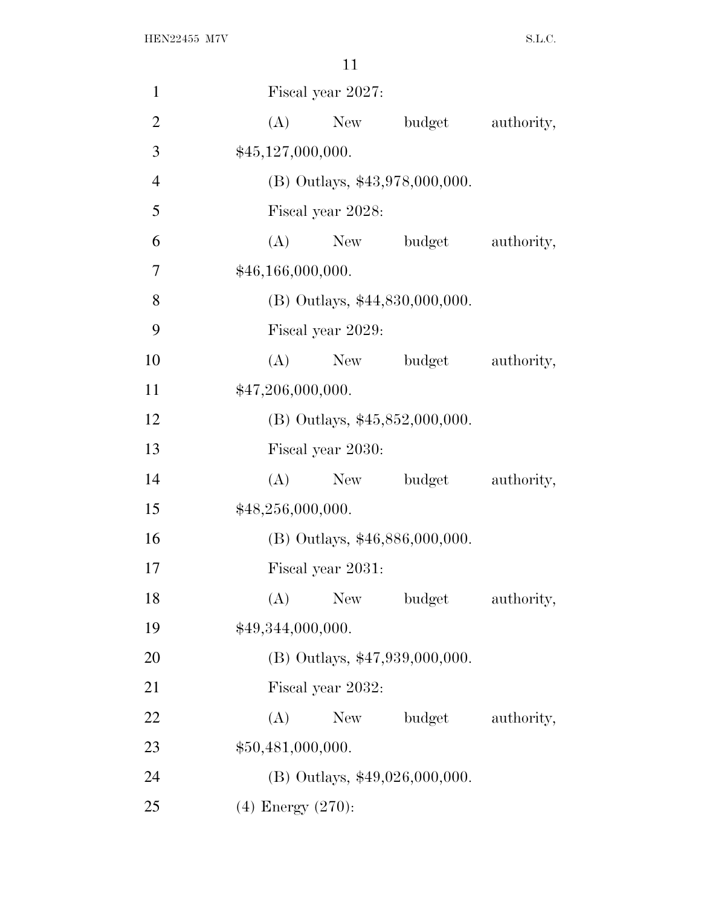Fiscal year 2027:

(A) New budget authority, $45,127,000,000.

(B) Outlays, $43,978,000,000.

Fiscal year 2028:

(A) New budget authority, $46,166,000,000.

(B) Outlays, $44,830,000,000.

Fiscal year 2029:

(A) New budget authority, $47,206,000,000.

(B) Outlays, $45,852,000,000.

Fiscal year 2030:

(A) New budget authority, $48,256,000,000.

(B) Outlays, $46,886,000,000.

Fiscal year 2031:

(A) New budget authority, $49,344,000,000.

(B) Outlays, $47,939,000,000.

Fiscal year 2032:

(A) New budget authority, $50,481,000,000.

(B) Outlays, $49,026,000,000.

(4) Energy (270):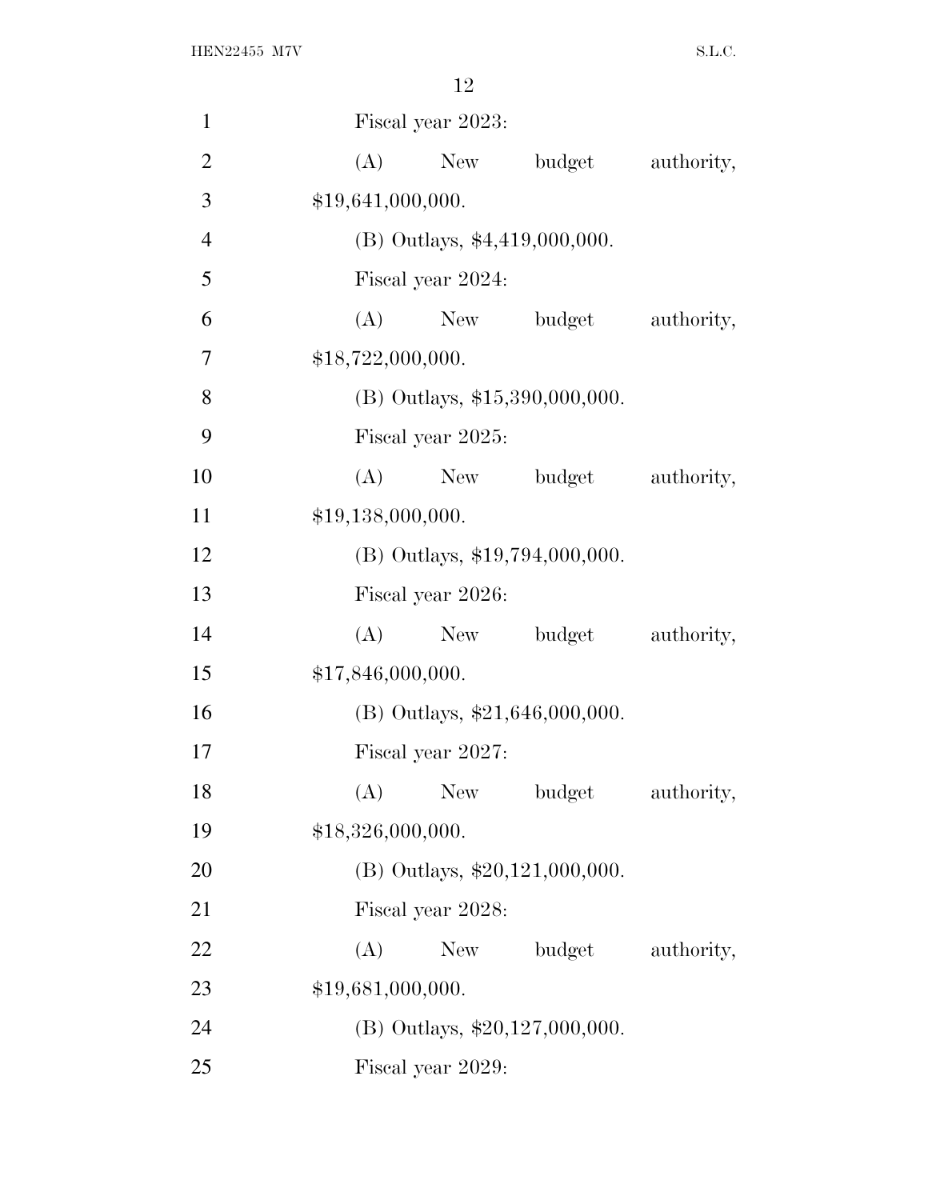Fiscal year 2023:

(A) New budget authority, $19,641,000,000.

(B) Outlays, $4,419,000,000.

Fiscal year 2024:

(A) New budget authority, $18,722,000,000.

(B) Outlays, $15,390,000,000.

Fiscal year 2025:

(A) New budget authority, $19,138,000,000.

(B) Outlays, $19,794,000,000.

Fiscal year 2026:

(A) New budget authority, $17,846,000,000.

(B) Outlays, $21,646,000,000.

Fiscal year 2027:

(A) New budget authority, $18,326,000,000.

(B) Outlays, $20,121,000,000.

Fiscal year 2028:

(A) New budget authority, $19,681,000,000.

(B) Outlays, $20,127,000,000.

Fiscal year 2029: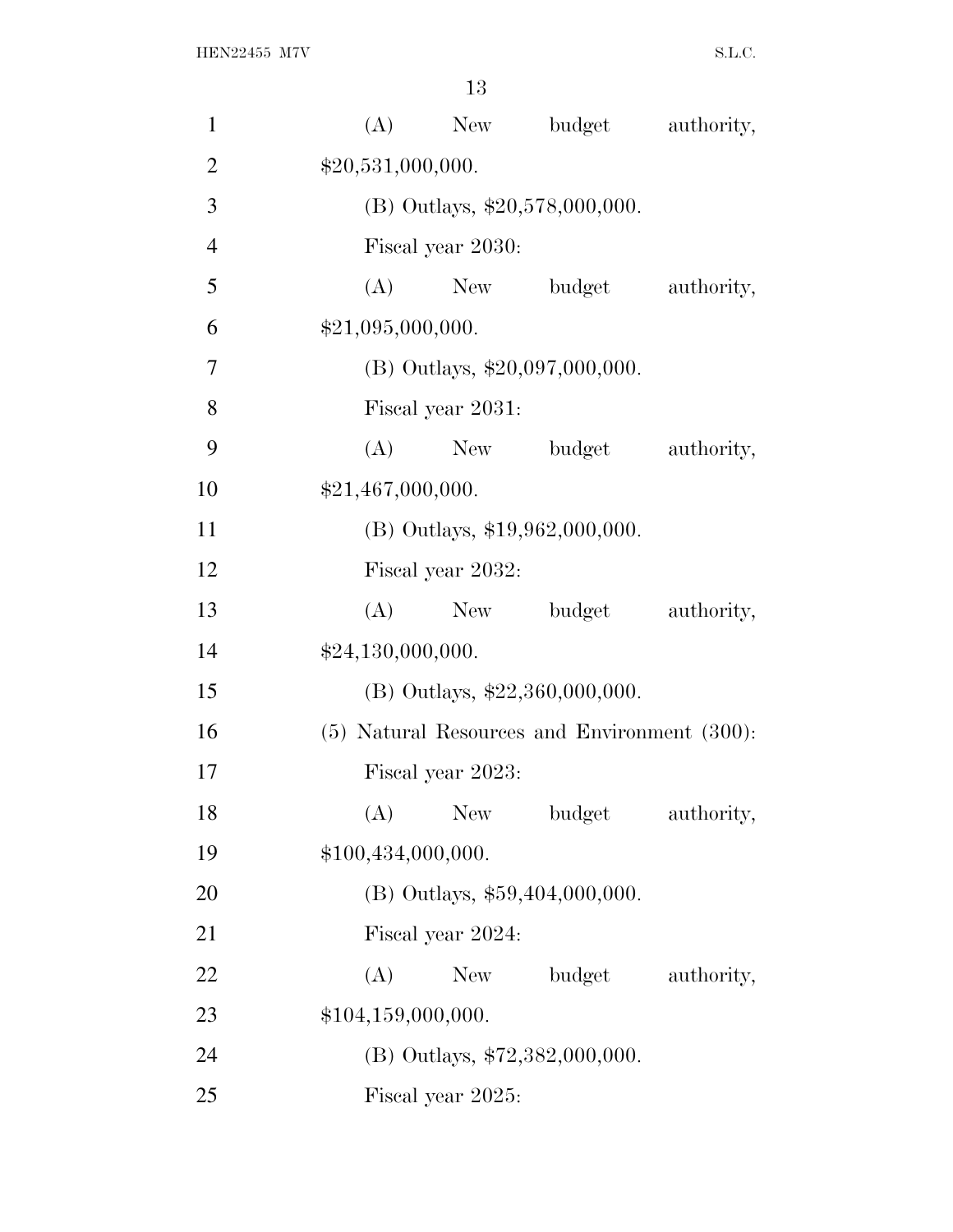(A) New budget authority, $20,531,000,000.

(B) Outlays, $20,578,000,000.

Fiscal year 2030:

(A) New budget authority, $21,095,000,000.

(B) Outlays, $20,097,000,000.

Fiscal year 2031:

(A) New budget authority, $21,467,000,000.

(B) Outlays, $19,962,000,000.

Fiscal year 2032:

(A) New budget authority, $24,130,000,000.

(B) Outlays, $22,360,000,000.

(5) Natural Resources and Environment (300):

Fiscal year 2023:

(A) New budget authority, $100,434,000,000.

(B) Outlays, $59,404,000,000.

Fiscal year 2024:

(A) New budget authority, $104,159,000,000.

(B) Outlays, $72,382,000,000.

Fiscal year 2025: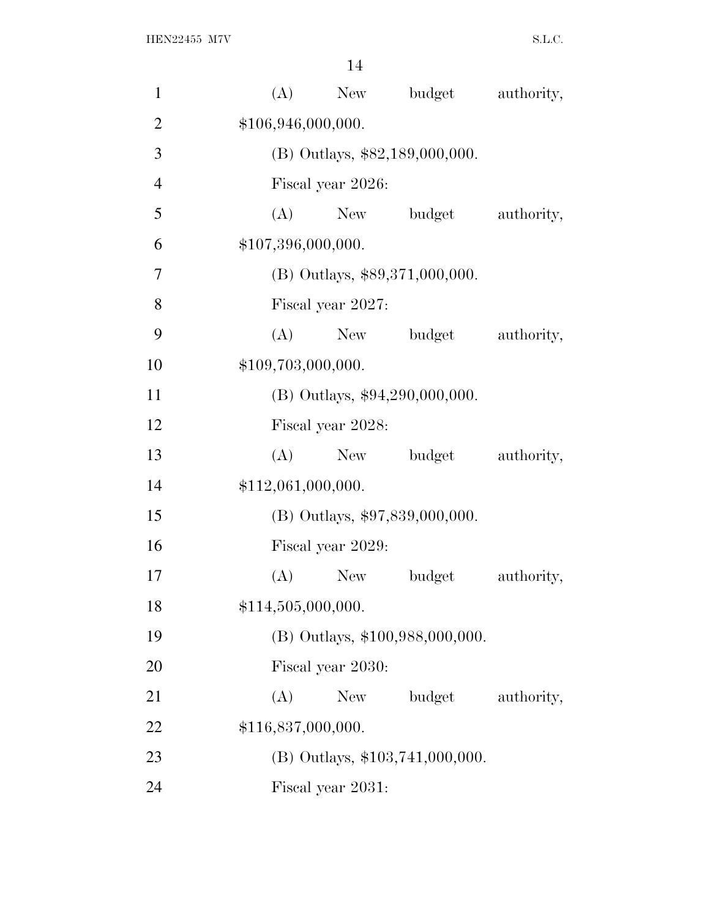(A) New budget authority, $106,946,000,000.

(B) Outlays, $82,189,000,000.

Fiscal year 2026:

(A) New budget authority, $107,396,000,000.

(B) Outlays, $89,371,000,000.

Fiscal year 2027:

(A) New budget authority, $109,703,000,000.

(B) Outlays, $94,290,000,000.

Fiscal year 2028:

(A) New budget authority, $112,061,000,000.

(B) Outlays, $97,839,000,000.

Fiscal year 2029:

(A) New budget authority, $114,505,000,000.

(B) Outlays, $100,988,000,000.

Fiscal year 2030:

(A) New budget authority, $116,837,000,000.

(B) Outlays, $103,741,000,000.

Fiscal year 2031: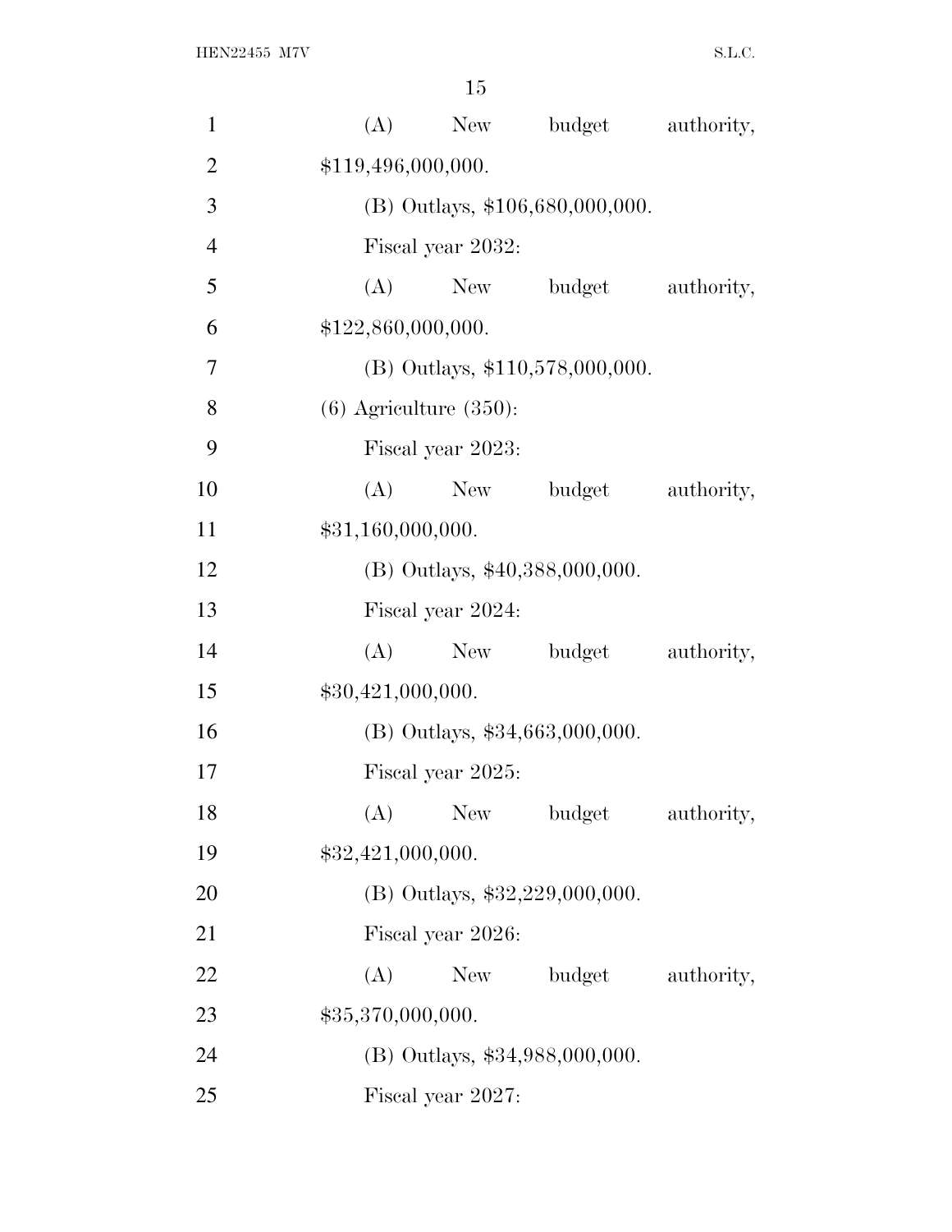(A) New budget authority, $119,496,000,000.

(B) Outlays, $106,680,000,000.

Fiscal year 2032:

(A) New budget authority, $122,860,000,000.

(B) Outlays, $110,578,000,000.

(6) Agriculture (350):

Fiscal year 2023:

(A) New budget authority, $31,160,000,000.

(B) Outlays, $40,388,000,000.

Fiscal year 2024:

(A) New budget authority, $30,421,000,000.

(B) Outlays, $34,663,000,000.

Fiscal year 2025:

(A) New budget authority, $32,421,000,000.

(B) Outlays, $32,229,000,000.

Fiscal year 2026:

(A) New budget authority, $35,370,000,000.

(B) Outlays, $34,988,000,000.

Fiscal year 2027: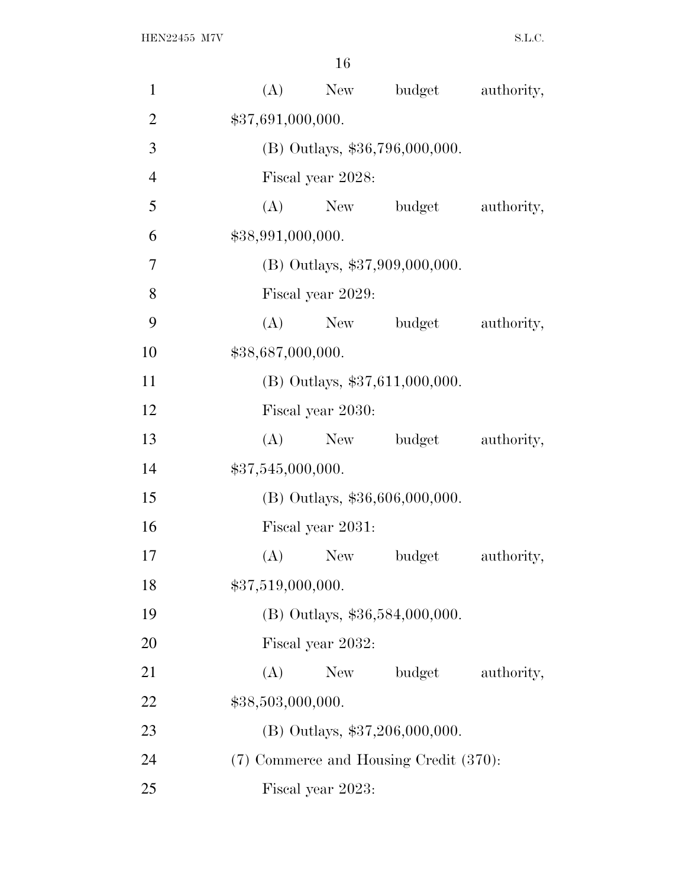(A) New budget authority, $37,691,000,000.

(B) Outlays, $36,796,000,000.

Fiscal year 2028:

(A) New budget authority, $38,991,000,000.

(B) Outlays, $37,909,000,000.

Fiscal year 2029:

(A) New budget authority, $38,687,000,000.

(B) Outlays, $37,611,000,000.

Fiscal year 2030:

(A) New budget authority, $37,545,000,000.

(B) Outlays, $36,606,000,000.

Fiscal year 2031:

(A) New budget authority, $37,519,000,000.

(B) Outlays, $36,584,000,000.

Fiscal year 2032:

(A) New budget authority, $38,503,000,000.

(B) Outlays, $37,206,000,000.

(7) Commerce and Housing Credit (370):

Fiscal year 2023: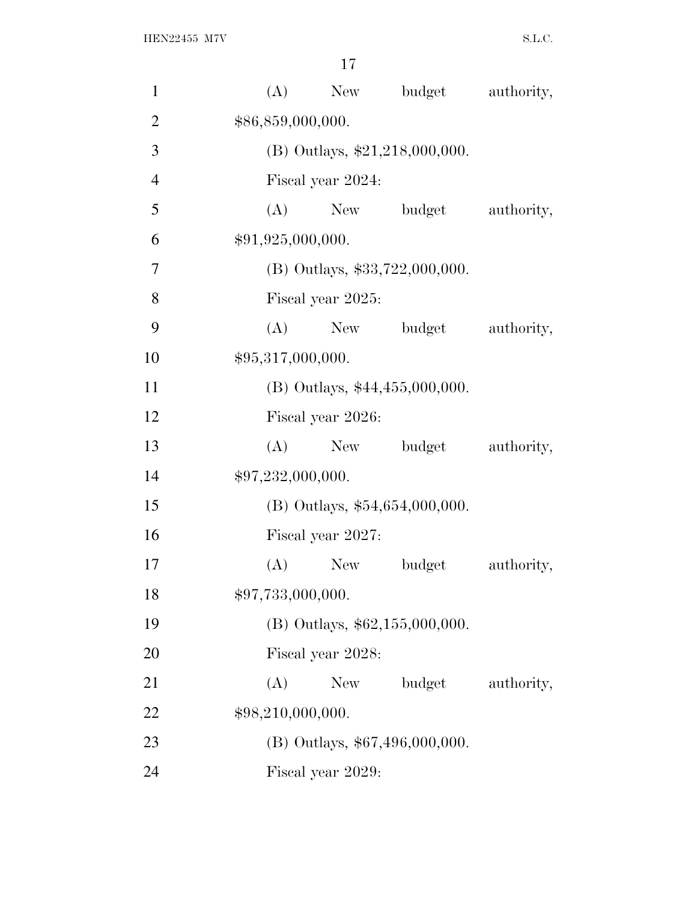(A) New budget authority, $86,859,000,000.

(B) Outlays, $21,218,000,000.

Fiscal year 2024:

(A) New budget authority, $91,925,000,000.

(B) Outlays, $33,722,000,000.

Fiscal year 2025:

(A) New budget authority, $95,317,000,000.

(B) Outlays, $44,455,000,000.

Fiscal year 2026:

(A) New budget authority, $97,232,000,000.

(B) Outlays, $54,654,000,000.

Fiscal year 2027:

(A) New budget authority, $97,733,000,000.

(B) Outlays, $62,155,000,000.

Fiscal year 2028:

(A) New budget authority, $98,210,000,000.

(B) Outlays, $67,496,000,000.

Fiscal year 2029: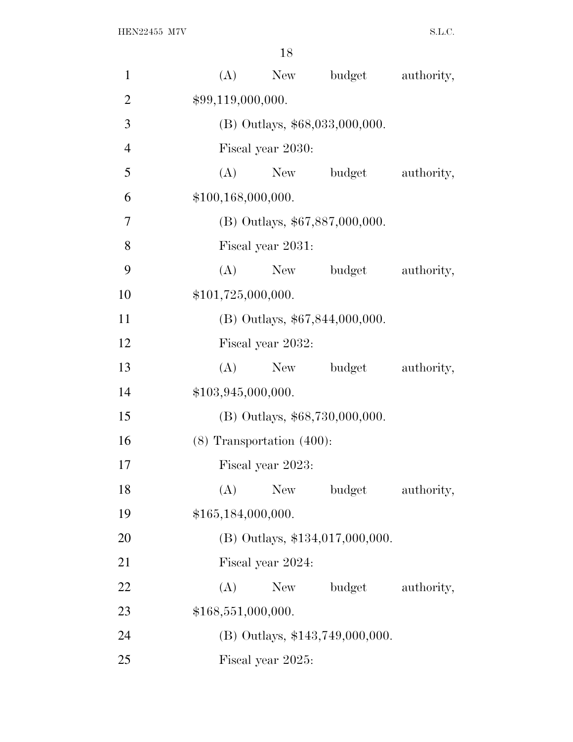(A) New budget authority, $99,119,000,000.

(B) Outlays, $68,033,000,000.

Fiscal year 2030:

(A) New budget authority, $100,168,000,000.

(B) Outlays, $67,887,000,000.

Fiscal year 2031:

(A) New budget authority, $101,725,000,000.

(B) Outlays, $67,844,000,000.

Fiscal year 2032:

(A) New budget authority, $103,945,000,000.

(B) Outlays, $68,730,000,000.

(8) Transportation (400):

Fiscal year 2023:

(A) New budget authority, $165,184,000,000.

(B) Outlays, $134,017,000,000.

Fiscal year 2024:

(A) New budget authority, $168,551,000,000.

(B) Outlays, $143,749,000,000.

Fiscal year 2025: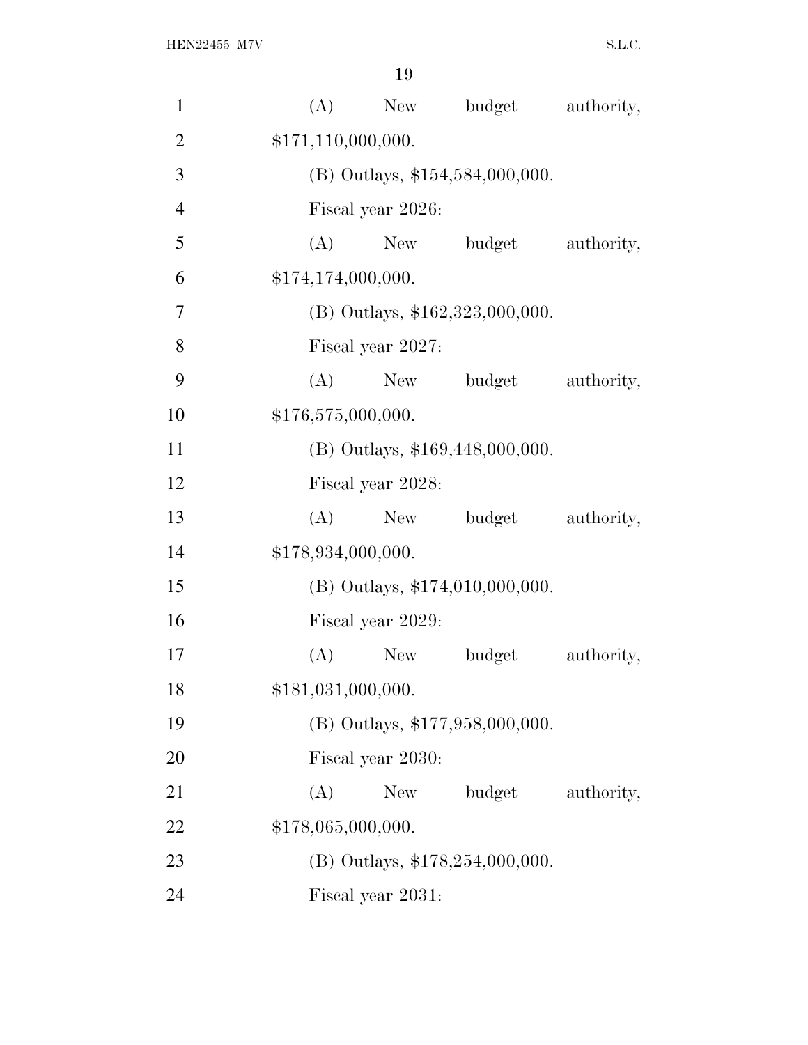(A) New budget authority, $171,110,000,000.

(B) Outlays, $154,584,000,000.

Fiscal year 2026:

(A) New budget authority, $174,174,000,000.

(B) Outlays, $162,323,000,000.

Fiscal year 2027:

(A) New budget authority, $176,575,000,000.

(B) Outlays, $169,448,000,000.

Fiscal year 2028:

(A) New budget authority, $178,934,000,000.

(B) Outlays, $174,010,000,000.

Fiscal year 2029:

(A) New budget authority, $181,031,000,000.

(B) Outlays, $177,958,000,000.

Fiscal year 2030:

(A) New budget authority, $178,065,000,000.

(B) Outlays, $178,254,000,000.

Fiscal year 2031: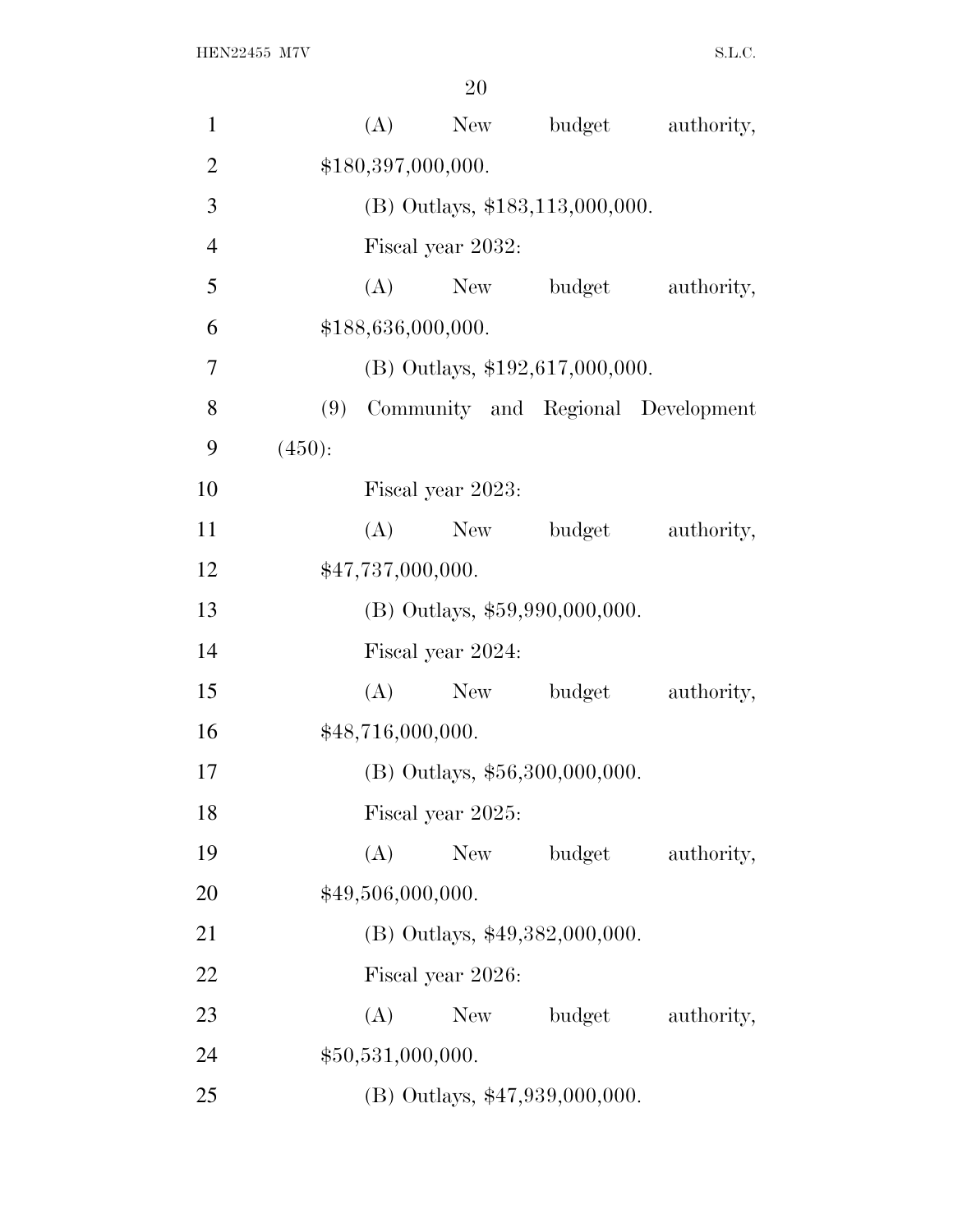(A) New budget authority, $180,397,000,000.

(B) Outlays, $183,113,000,000.

Fiscal year 2032:

(A) New budget authority, $188,636,000,000.

(B) Outlays, $192,617,000,000.

(9) Community and Regional Development (450):

Fiscal year 2023:

(A) New budget authority, $47,737,000,000.

(B) Outlays, $59,990,000,000.

Fiscal year 2024:

(A) New budget authority, $48,716,000,000.

(B) Outlays, $56,300,000,000.

Fiscal year 2025:

(A) New budget authority, $49,506,000,000.

(B) Outlays, $49,382,000,000.

Fiscal year 2026:

(A) New budget authority, $50,531,000,000.

(B) Outlays, $47,939,000,000.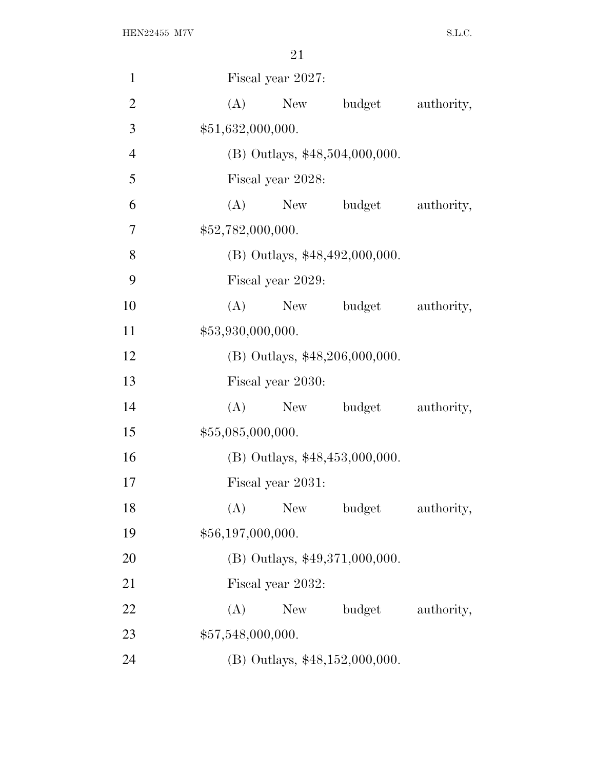Fiscal year 2027:

(A) New budget authority, $51,632,000,000.

(B) Outlays, $48,504,000,000.

Fiscal year 2028:

(A) New budget authority, $52,782,000,000.

(B) Outlays, $48,492,000,000.

Fiscal year 2029:

(A) New budget authority, $53,930,000,000.

(B) Outlays, $48,206,000,000.

Fiscal year 2030:

(A) New budget authority, $55,085,000,000.

(B) Outlays, $48,453,000,000.

Fiscal year 2031:

(A) New budget authority, $56,197,000,000.

(B) Outlays, $49,371,000,000.

Fiscal year 2032:

(A) New budget authority, $57,548,000,000.

(B) Outlays, $48,152,000,000.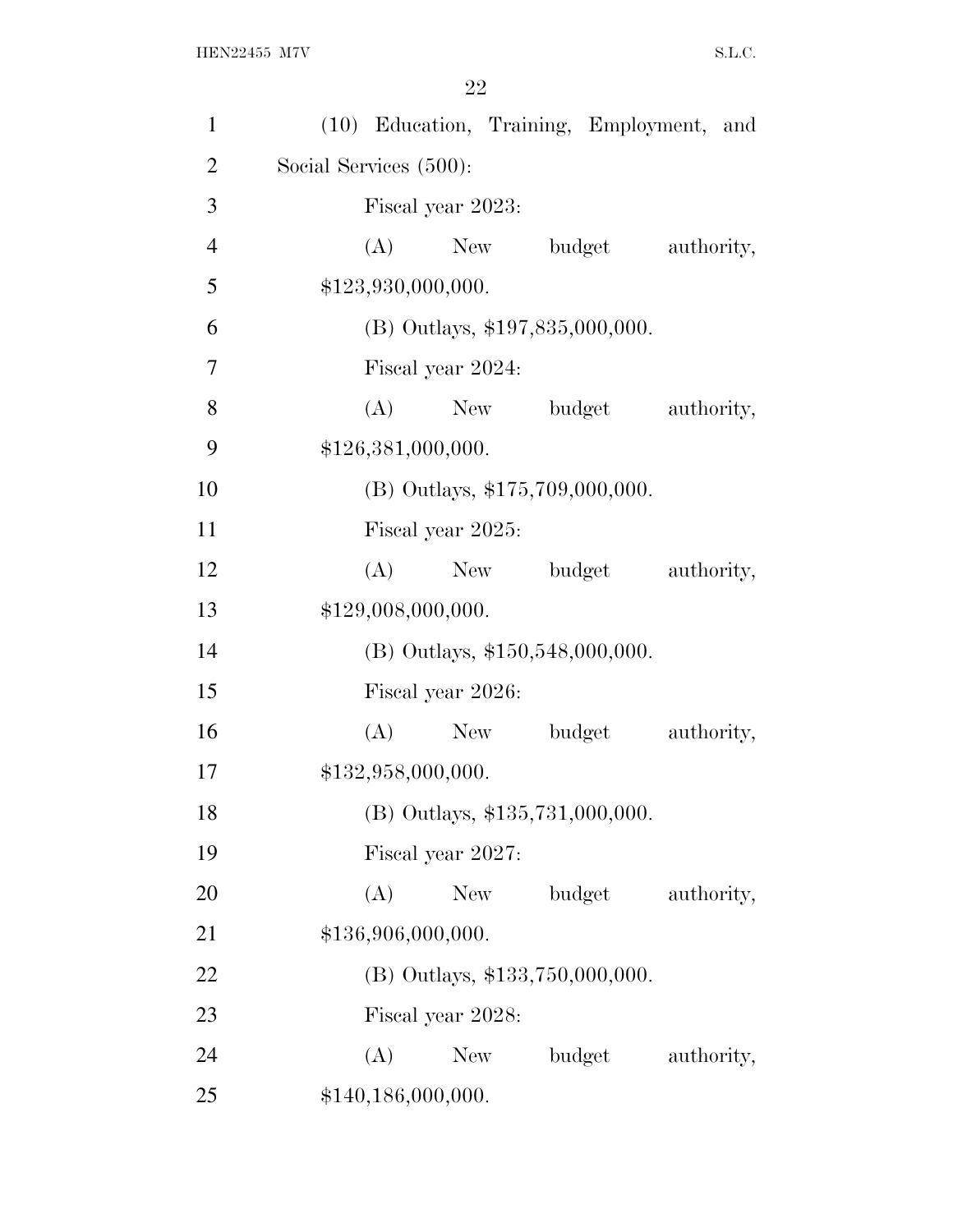(10) Education, Training, Employment, and Social Services (500):

Fiscal year 2023:

(A) New budget authority, $123,930,000,000.

(B) Outlays, $197,835,000,000.

Fiscal year 2024:

(A) New budget authority, $126,381,000,000.

(B) Outlays, $175,709,000,000.

Fiscal year 2025:

(A) New budget authority, $129,008,000,000.

(B) Outlays, $150,548,000,000.

Fiscal year 2026:

(A) New budget authority, $132,958,000,000.

(B) Outlays, $135,731,000,000.

Fiscal year 2027:

(A) New budget authority, $136,906,000,000.

(B) Outlays, $133,750,000,000.

Fiscal year 2028:

(A) New budget authority, $140,186,000,000.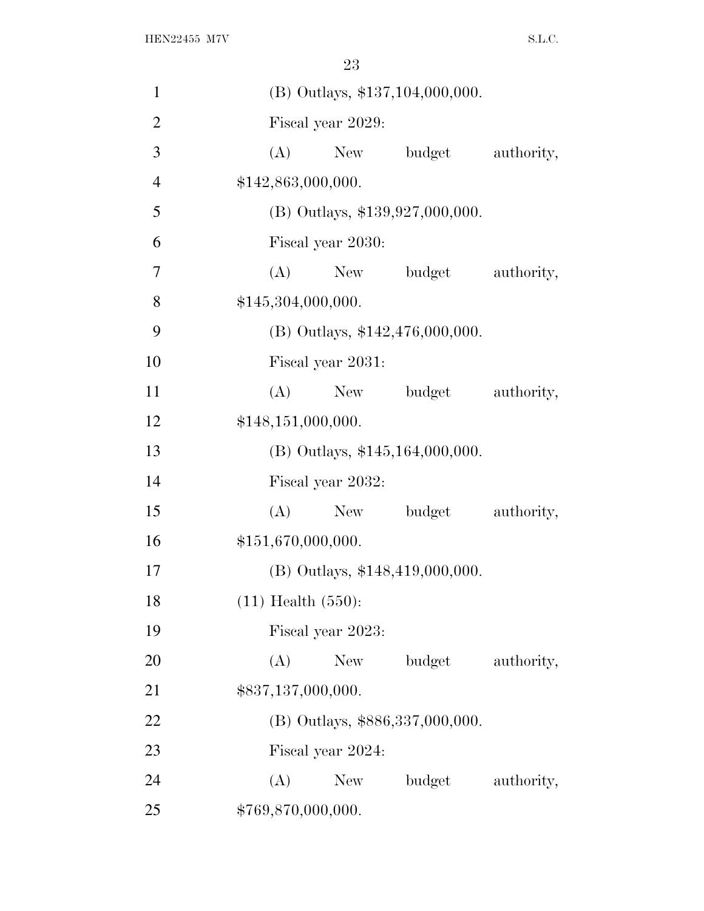(B) Outlays, $137,104,000,000.

Fiscal year 2029:

(A) New budget authority, $142,863,000,000.

(B) Outlays, $139,927,000,000.

Fiscal year 2030:

(A) New budget authority, $145,304,000,000.

(B) Outlays, $142,476,000,000.

Fiscal year 2031:

(A) New budget authority, $148,151,000,000.

(B) Outlays, $145,164,000,000.

Fiscal year 2032:

(A) New budget authority, $151,670,000,000.

(B) Outlays, $148,419,000,000.

(11) Health (550):

Fiscal year 2023:

(A) New budget authority, $837,137,000,000.

(B) Outlays, $886,337,000,000.

Fiscal year 2024:

(A) New budget authority, $769,870,000,000.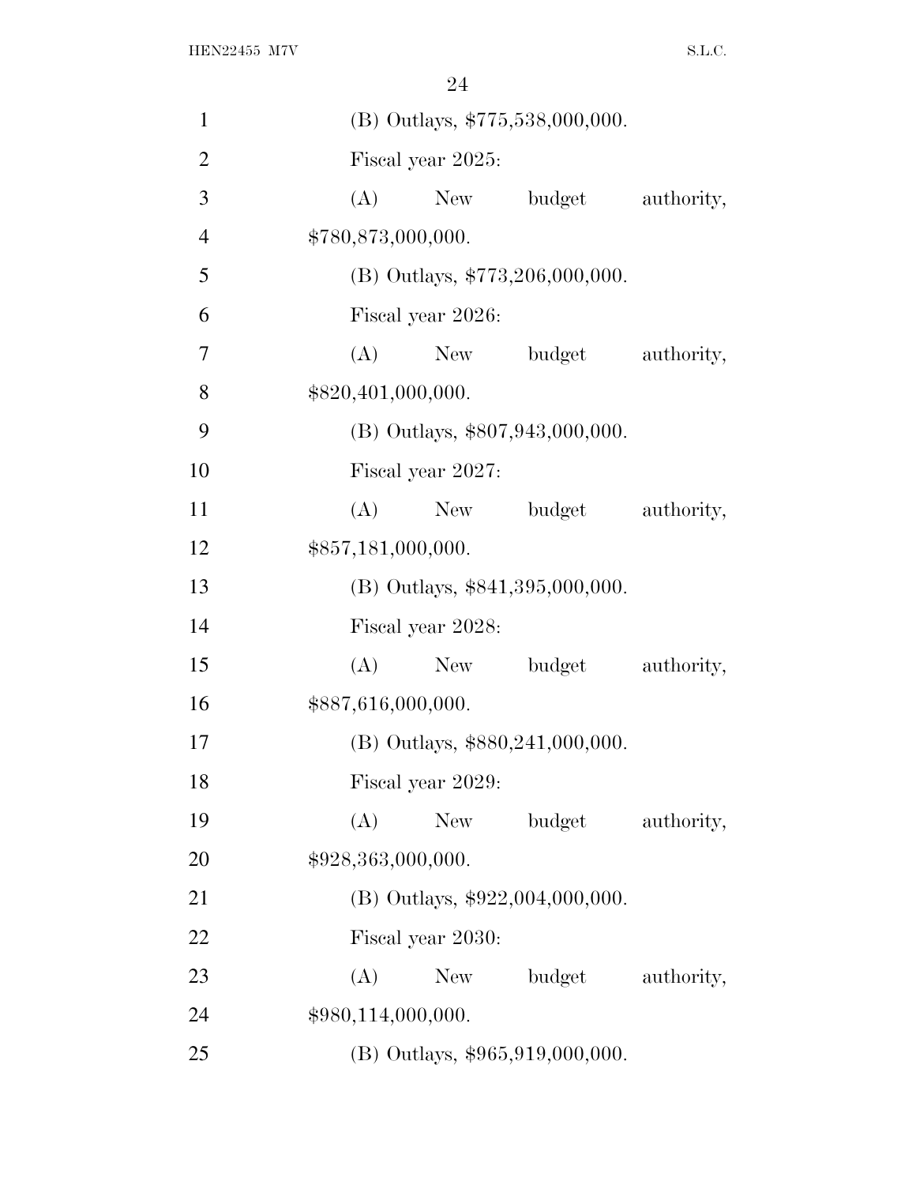(B) Outlays, $775,538,000,000.

Fiscal year 2025:

(A) New budget authority, $780,873,000,000.

(B) Outlays, $773,206,000,000.

Fiscal year 2026:

(A) New budget authority, $820,401,000,000.

(B) Outlays, $807,943,000,000.

Fiscal year 2027:

(A) New budget authority, $857,181,000,000.

(B) Outlays, $841,395,000,000.

Fiscal year 2028:

(A) New budget authority, $887,616,000,000.

(B) Outlays, $880,241,000,000.

Fiscal year 2029:

(A) New budget authority, $928,363,000,000.

(B) Outlays, $922,004,000,000.

Fiscal year 2030:

(A) New budget authority, $980,114,000,000.

(B) Outlays, $965,919,000,000.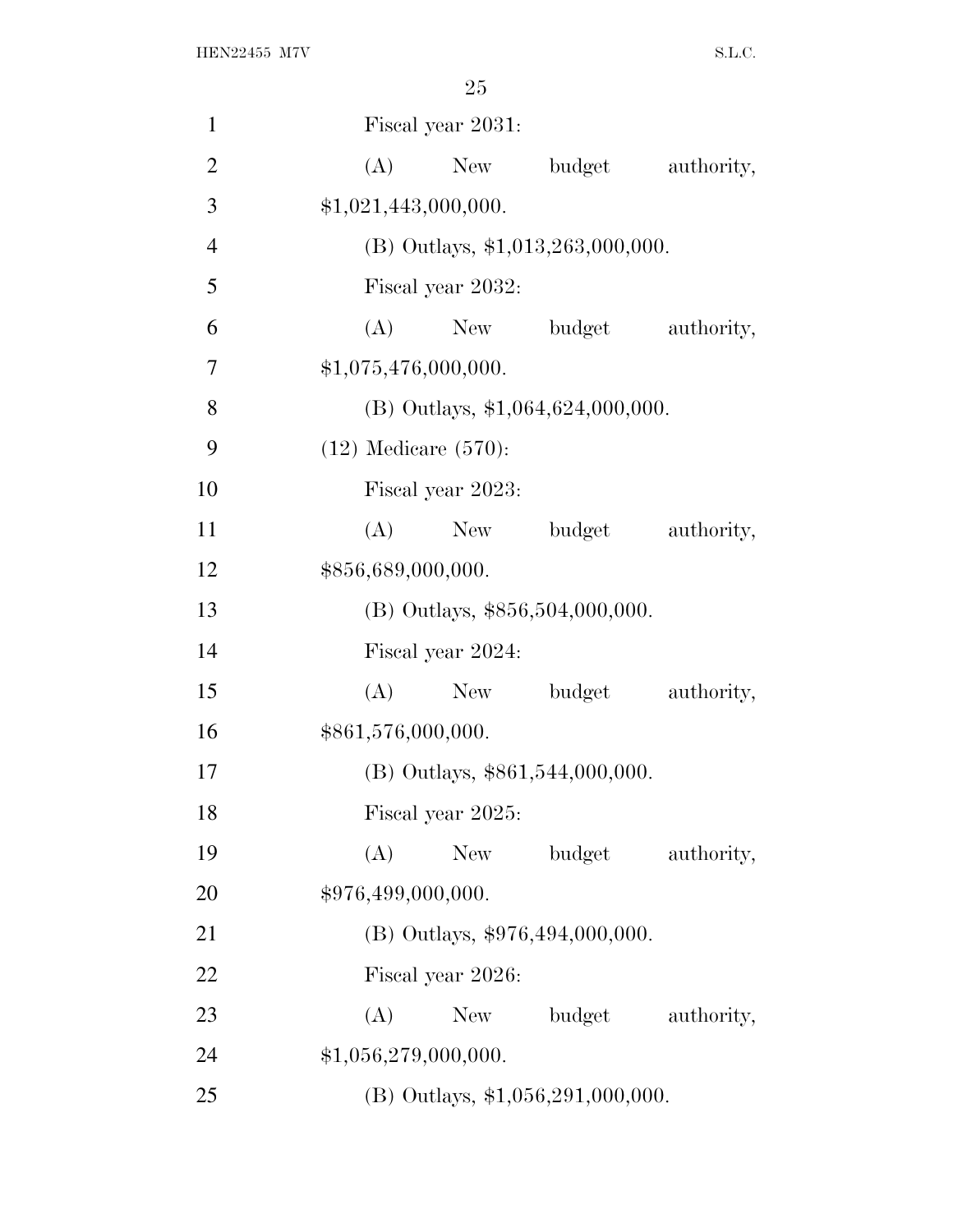Fiscal year 2031:

(A) New budget authority, $1,021,443,000,000.

(B) Outlays, $1,013,263,000,000.

Fiscal year 2032:

(A) New budget authority, $1,075,476,000,000.

(B) Outlays, $1,064,624,000,000.

(12) Medicare (570):

Fiscal year 2023:

(A) New budget authority, $856,689,000,000.

(B) Outlays, $856,504,000,000.

Fiscal year 2024:

(A) New budget authority, $861,576,000,000.

(B) Outlays, $861,544,000,000.

Fiscal year 2025:

(A) New budget authority, $976,499,000,000.

(B) Outlays, $976,494,000,000.

Fiscal year 2026:

(A) New budget authority, $1,056,279,000,000.

(B) Outlays, $1,056,291,000,000.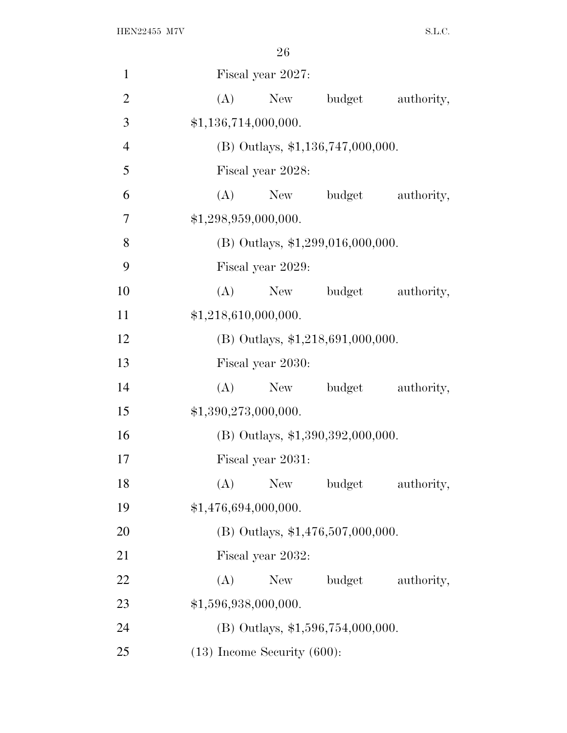Fiscal year 2027:

(A) New budget authority, $1,136,714,000,000.

(B) Outlays, $1,136,747,000,000.

Fiscal year 2028:

(A) New budget authority, $1,298,959,000,000.

(B) Outlays, $1,299,016,000,000.

Fiscal year 2029:

(A) New budget authority, $1,218,610,000,000.

(B) Outlays, $1,218,691,000,000.

Fiscal year 2030:

(A) New budget authority, $1,390,273,000,000.

(B) Outlays, $1,390,392,000,000.

Fiscal year 2031:

(A) New budget authority, $1,476,694,000,000.

(B) Outlays, $1,476,507,000,000.

Fiscal year 2032:

(A) New budget authority, $1,596,938,000,000.

(B) Outlays, $1,596,754,000,000.

(13) Income Security (600):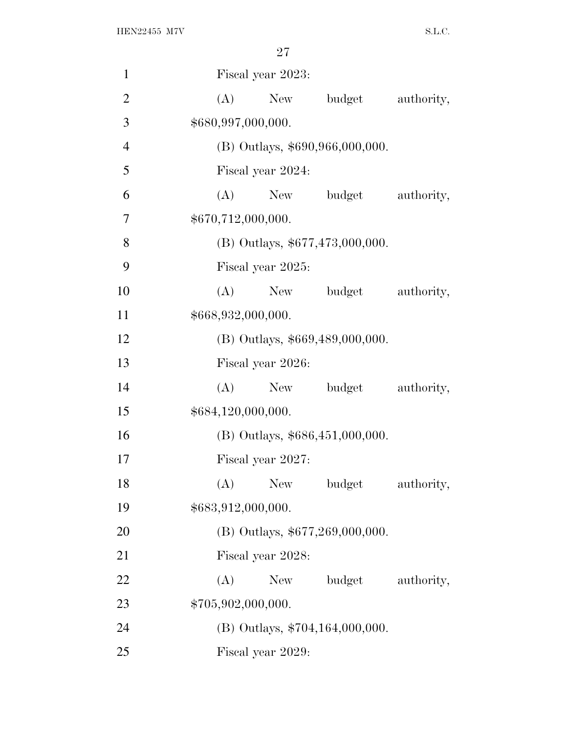Fiscal year 2023:

(A) New budget authority, $680,997,000,000.

(B) Outlays, $690,966,000,000.

Fiscal year 2024:

(A) New budget authority, $670,712,000,000.

(B) Outlays, $677,473,000,000.

Fiscal year 2025:

(A) New budget authority, $668,932,000,000.

(B) Outlays, $669,489,000,000.

Fiscal year 2026:

(A) New budget authority, $684,120,000,000.

(B) Outlays, $686,451,000,000.

Fiscal year 2027:

(A) New budget authority, $683,912,000,000.

(B) Outlays, $677,269,000,000.

Fiscal year 2028:

(A) New budget authority, $705,902,000,000.

(B) Outlays, $704,164,000,000.

Fiscal year 2029: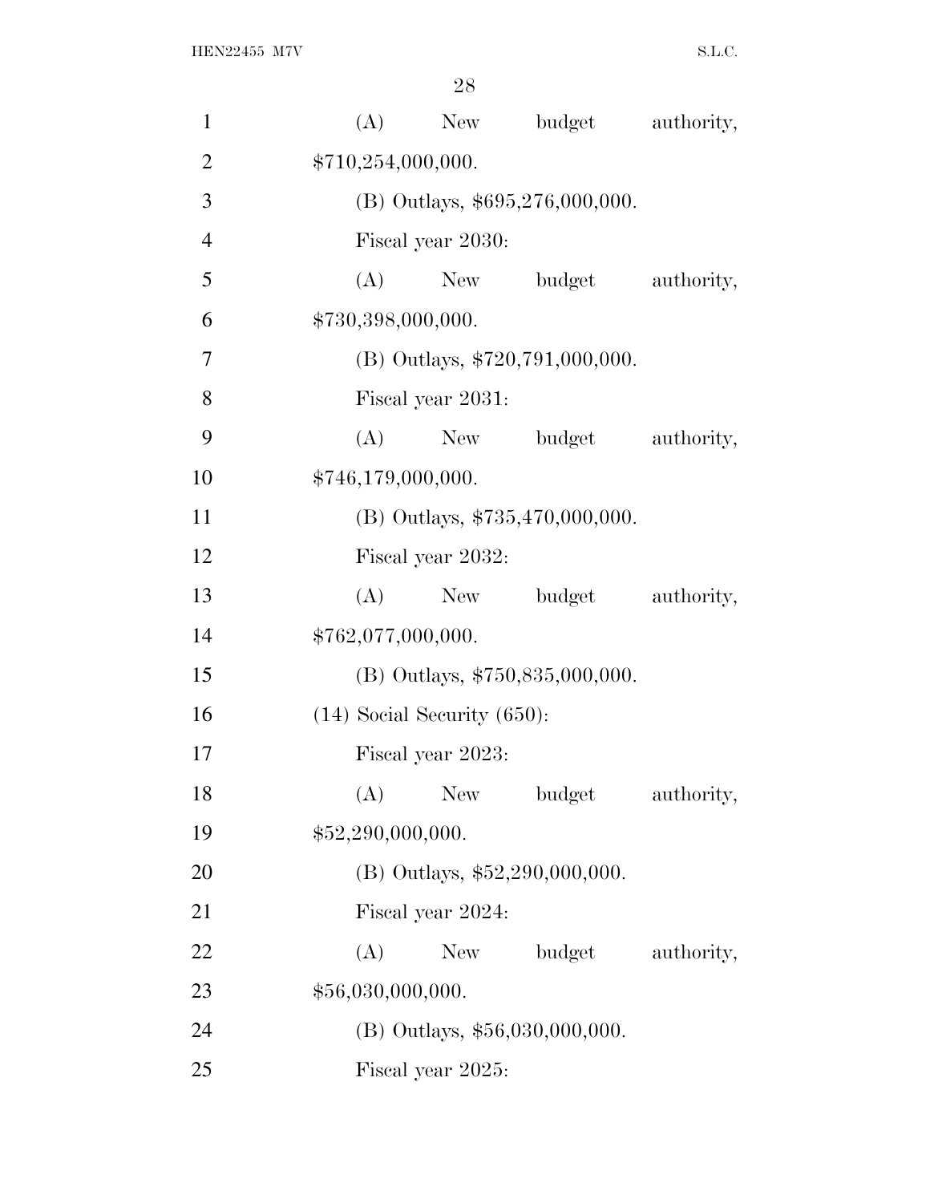(A) New budget authority, $710,254,000,000.

(B) Outlays, $695,276,000,000.

Fiscal year 2030:

(A) New budget authority, $730,398,000,000.

(B) Outlays, $720,791,000,000.

Fiscal year 2031:

(A) New budget authority, $746,179,000,000.

(B) Outlays, $735,470,000,000.

Fiscal year 2032:

(A) New budget authority, $762,077,000,000.

(B) Outlays, $750,835,000,000.

(14) Social Security (650):

Fiscal year 2023:

(A) New budget authority, $52,290,000,000.

(B) Outlays, $52,290,000,000.

Fiscal year 2024:

(A) New budget authority, $56,030,000,000.

(B) Outlays, $56,030,000,000.

Fiscal year 2025: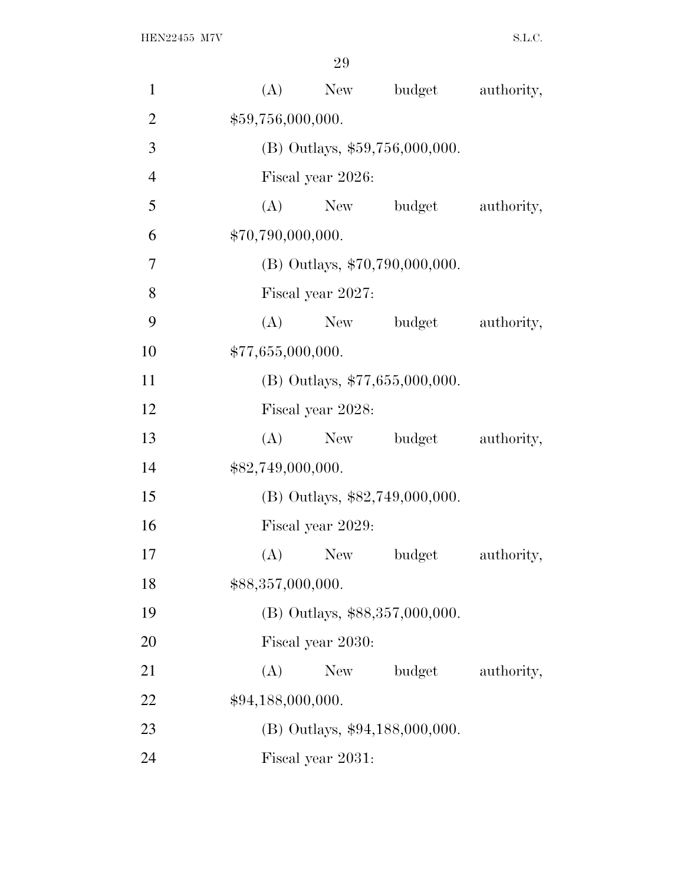(A) New budget authority, $59,756,000,000.

(B) Outlays, $59,756,000,000.

Fiscal year 2026:

(A) New budget authority, $70,790,000,000.

(B) Outlays, $70,790,000,000.

Fiscal year 2027:

(A) New budget authority, $77,655,000,000.

(B) Outlays, $77,655,000,000.

Fiscal year 2028:

(A) New budget authority, $82,749,000,000.

(B) Outlays, $82,749,000,000.

Fiscal year 2029:

(A) New budget authority, $88,357,000,000.

(B) Outlays, $88,357,000,000.

Fiscal year 2030:

(A) New budget authority, $94,188,000,000.

(B) Outlays, $94,188,000,000.

Fiscal year 2031: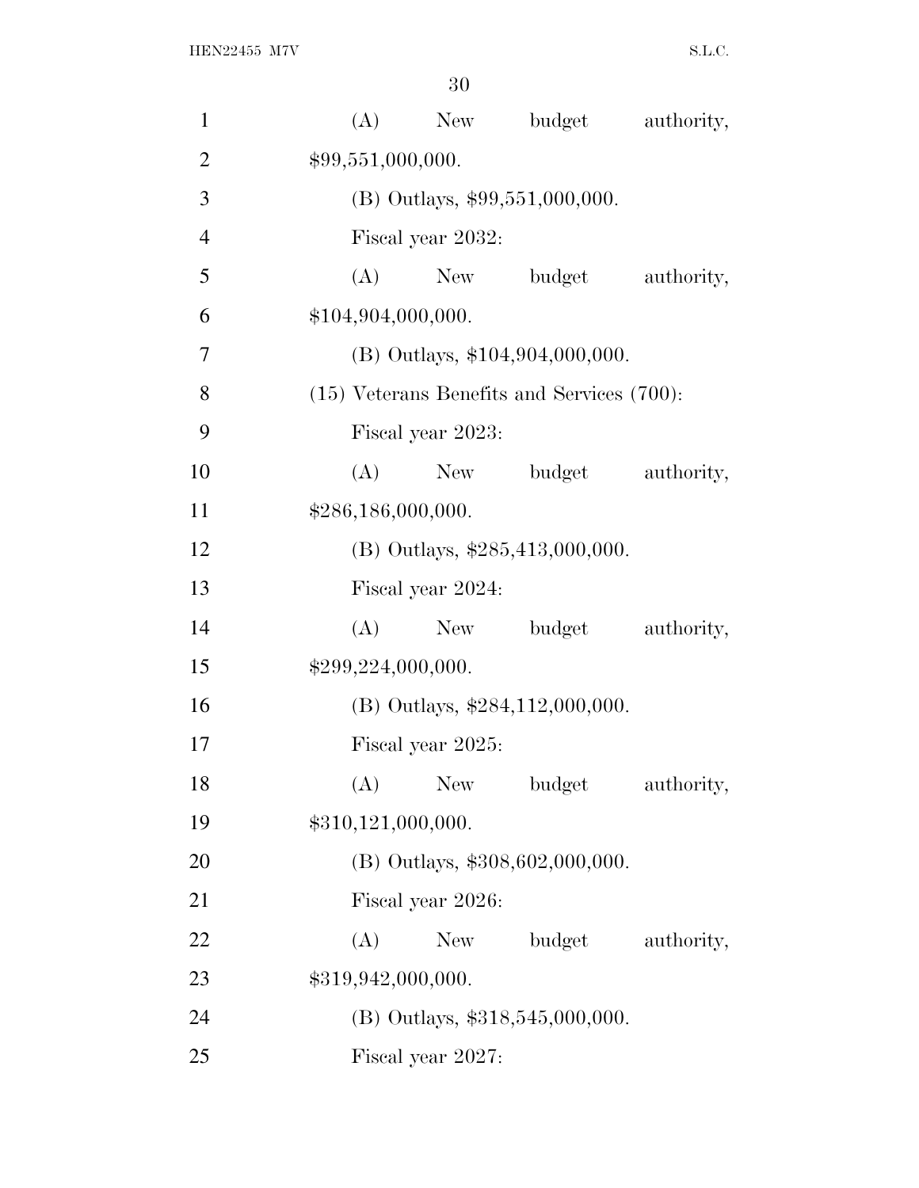(A) New budget authority, $99,551,000,000.

(B) Outlays, $99,551,000,000.

Fiscal year 2032:

(A) New budget authority, $104,904,000,000.

(B) Outlays, $104,904,000,000.

(15) Veterans Benefits and Services (700):

Fiscal year 2023:

(A) New budget authority, $286,186,000,000.

(B) Outlays, $285,413,000,000.

Fiscal year 2024:

(A) New budget authority, $299,224,000,000.

(B) Outlays, $284,112,000,000.

Fiscal year 2025:

(A) New budget authority, $310,121,000,000.

(B) Outlays, $308,602,000,000.

Fiscal year 2026:

(A) New budget authority, $319,942,000,000.

(B) Outlays, $318,545,000,000.

Fiscal year 2027: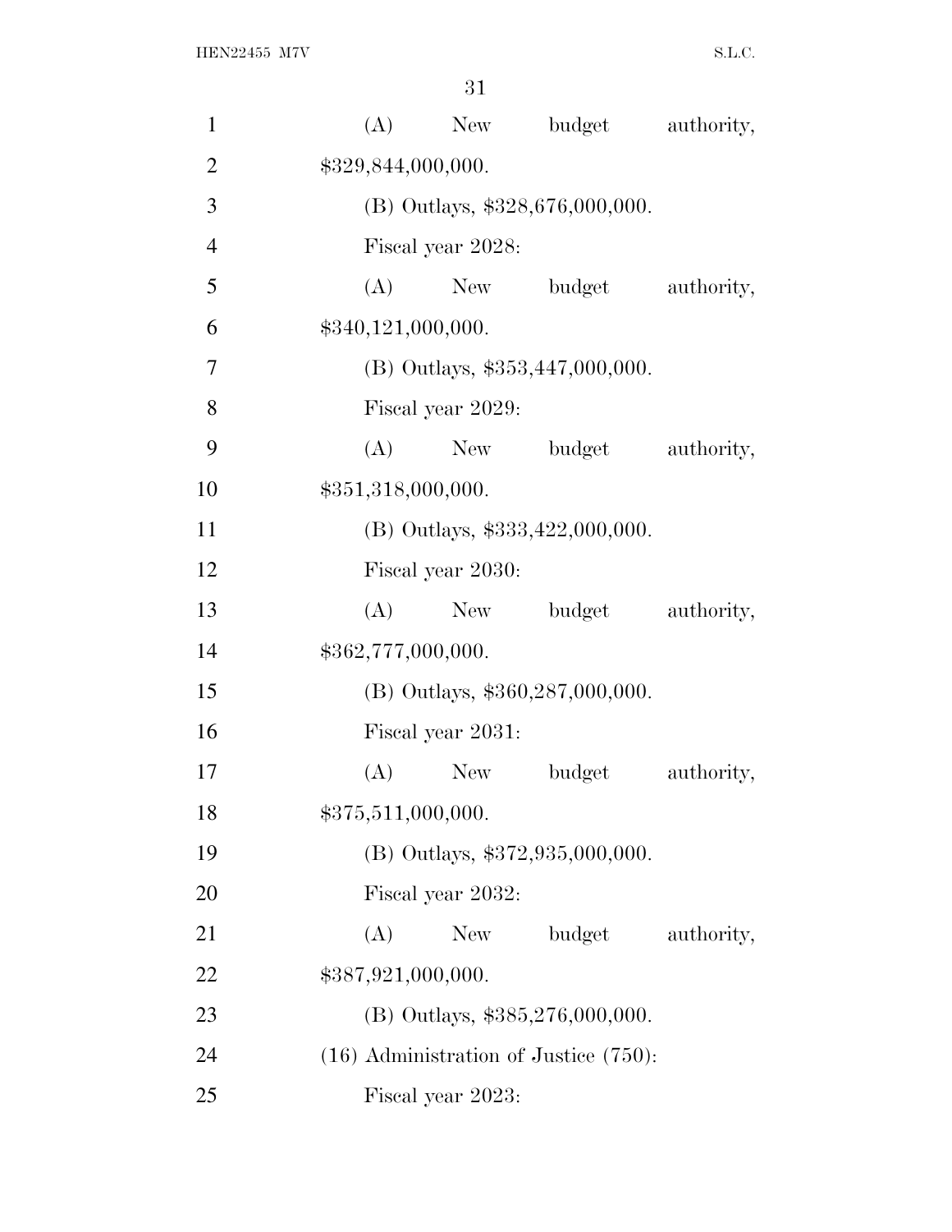(A) New budget authority, $329,844,000,000.

(B) Outlays, $328,676,000,000.

Fiscal year 2028:

(A) New budget authority, $340,121,000,000.

(B) Outlays, $353,447,000,000.

Fiscal year 2029:

(A) New budget authority, $351,318,000,000.

(B) Outlays, $333,422,000,000.

Fiscal year 2030:

(A) New budget authority, $362,777,000,000.

(B) Outlays, $360,287,000,000.

Fiscal year 2031:

(A) New budget authority, $375,511,000,000.

(B) Outlays, $372,935,000,000.

Fiscal year 2032:

(A) New budget authority, $387,921,000,000.

(B) Outlays, $385,276,000,000.

(16) Administration of Justice (750):

Fiscal year 2023: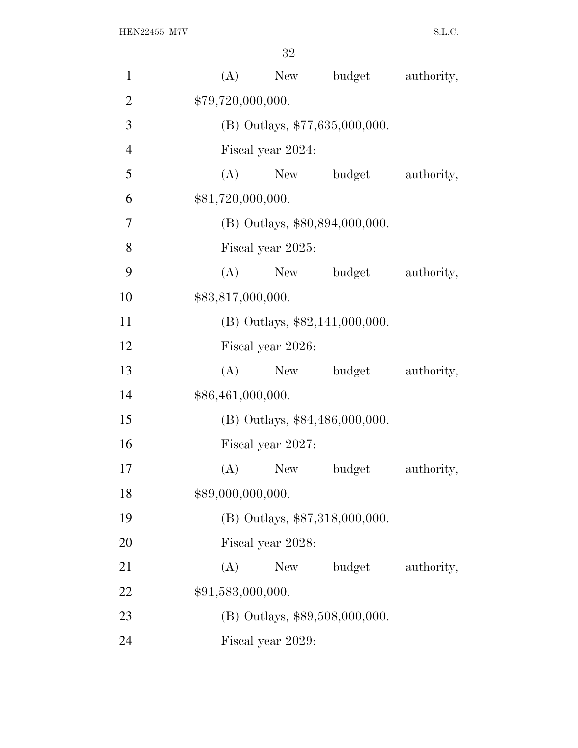(A) New budget authority, $79,720,000,000.

(B) Outlays, $77,635,000,000.

Fiscal year 2024:

(A) New budget authority, $81,720,000,000.

(B) Outlays, $80,894,000,000.

Fiscal year 2025:

(A) New budget authority, $83,817,000,000.

(B) Outlays, $82,141,000,000.

Fiscal year 2026:

(A) New budget authority, $86,461,000,000.

(B) Outlays, $84,486,000,000.

Fiscal year 2027:

(A) New budget authority, $89,000,000,000.

(B) Outlays, $87,318,000,000.

Fiscal year 2028:

(A) New budget authority, $91,583,000,000.

(B) Outlays, $89,508,000,000.

Fiscal year 2029: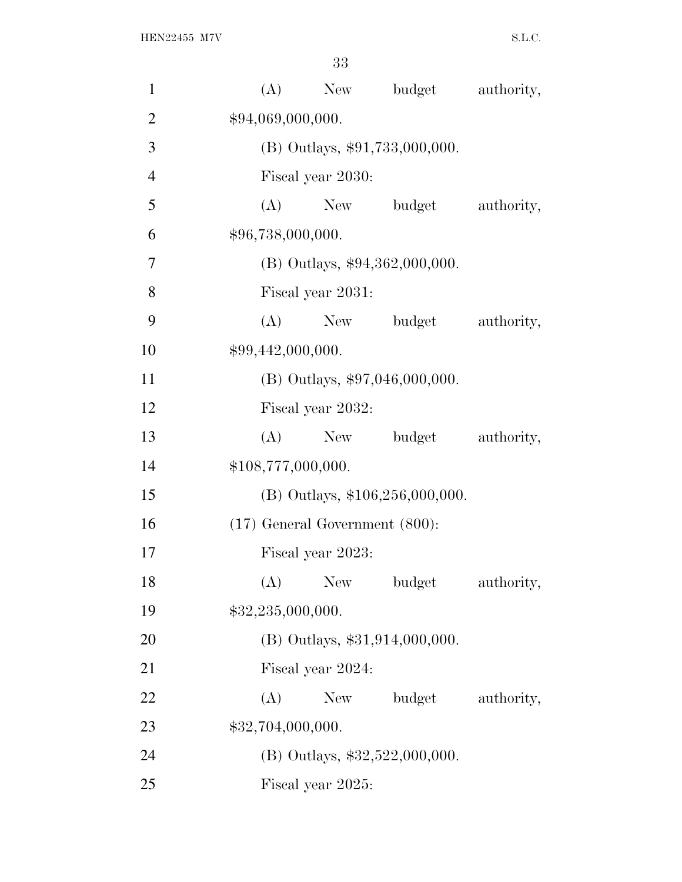(A) New budget authority, $94,069,000,000.

(B) Outlays, $91,733,000,000.

Fiscal year 2030:

(A) New budget authority, $96,738,000,000.

(B) Outlays, $94,362,000,000.

Fiscal year 2031:

(A) New budget authority, $99,442,000,000.

(B) Outlays, $97,046,000,000.

Fiscal year 2032:

(A) New budget authority, $108,777,000,000.

(B) Outlays, $106,256,000,000.

(17) General Government (800):

Fiscal year 2023:

(A) New budget authority, $32,235,000,000.

(B) Outlays, $31,914,000,000.

Fiscal year 2024:

(A) New budget authority, $32,704,000,000.

(B) Outlays, $32,522,000,000.

Fiscal year 2025: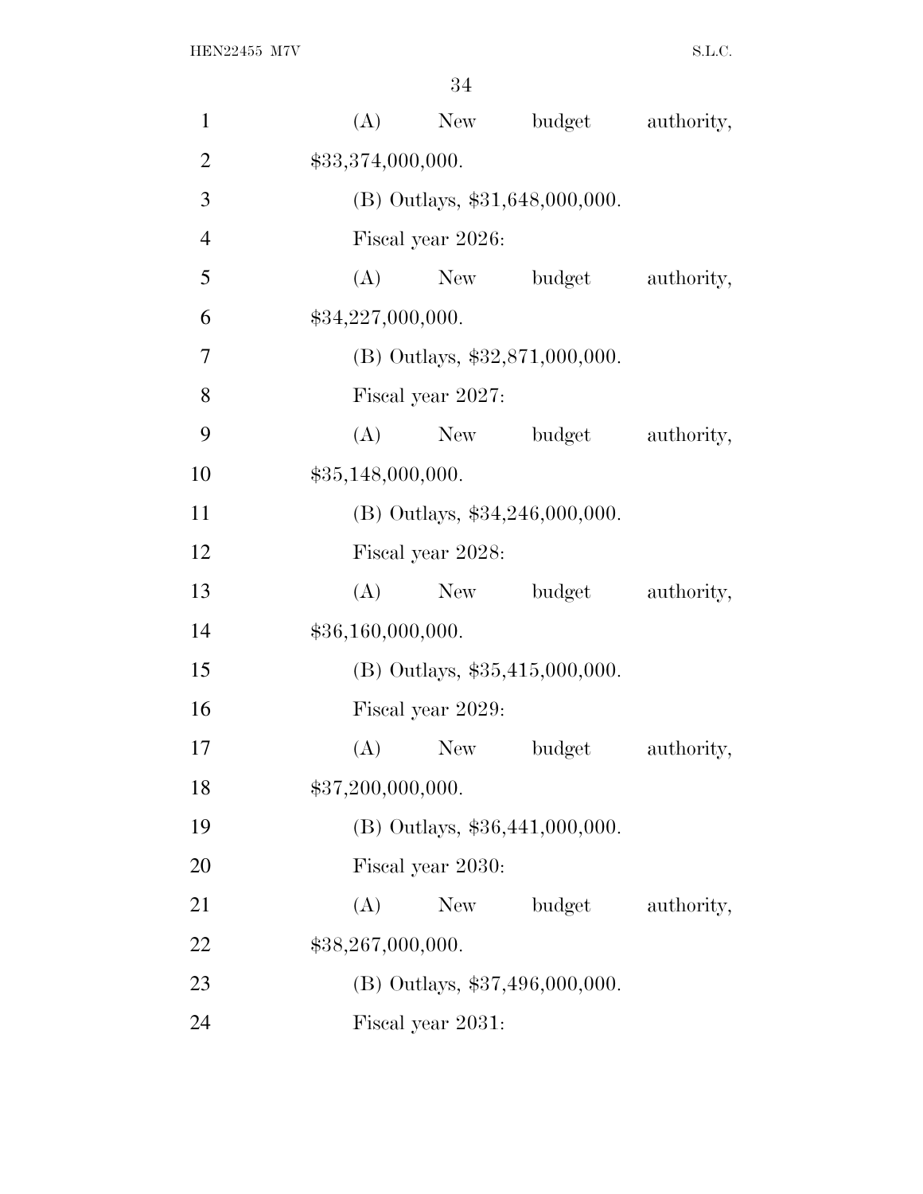(A) New budget authority, $33,374,000,000.

(B) Outlays, $31,648,000,000.

Fiscal year 2026:

(A) New budget authority, $34,227,000,000.

(B) Outlays, $32,871,000,000.

Fiscal year 2027:

(A) New budget authority, $35,148,000,000.

(B) Outlays, $34,246,000,000.

Fiscal year 2028:

(A) New budget authority, $36,160,000,000.

(B) Outlays, $35,415,000,000.

Fiscal year 2029:

(A) New budget authority, $37,200,000,000.

(B) Outlays, $36,441,000,000.

Fiscal year 2030:

(A) New budget authority, $38,267,000,000.

(B) Outlays, $37,496,000,000.

Fiscal year 2031: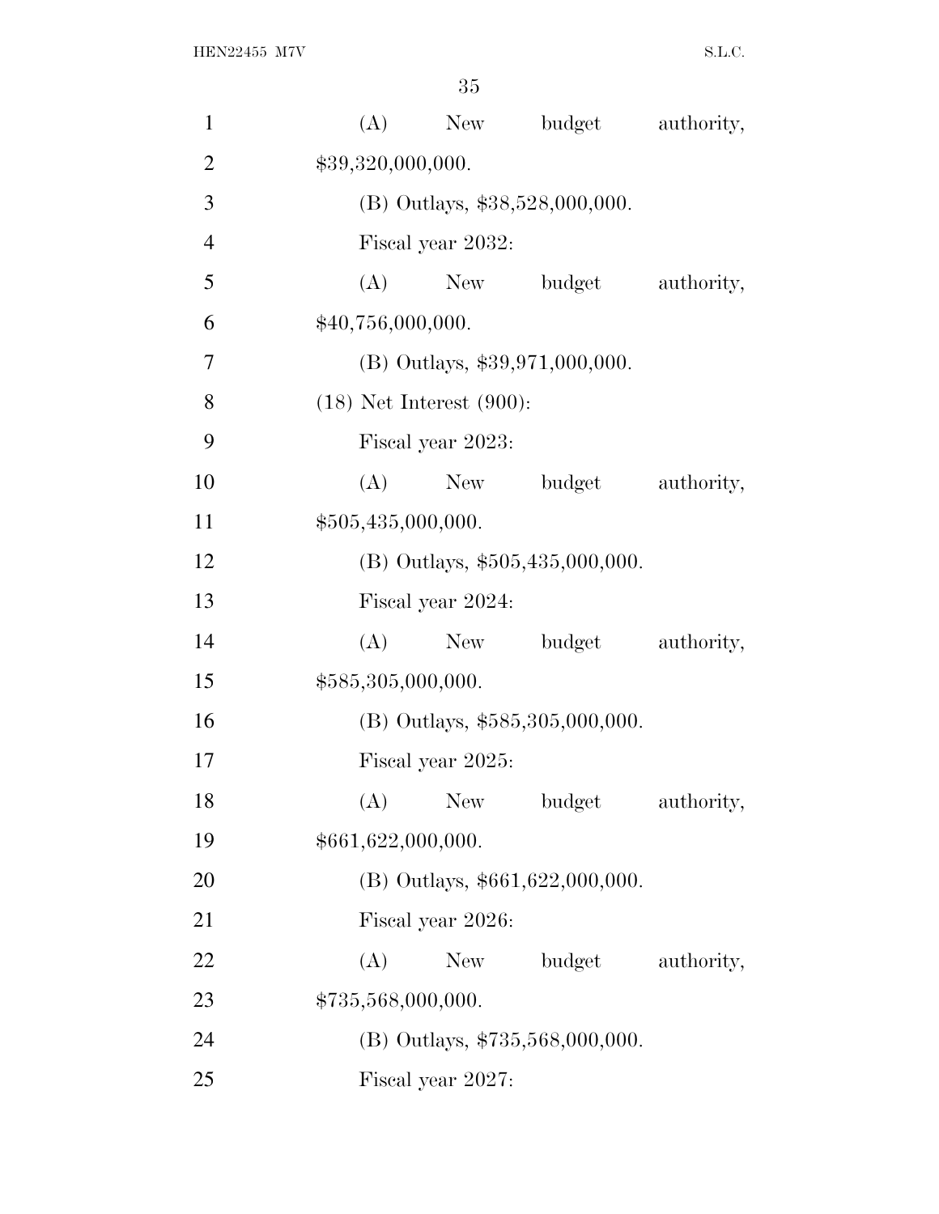(A) New budget authority, $39,320,000,000.

(B) Outlays, $38,528,000,000.

Fiscal year 2032:

(A) New budget authority, $40,756,000,000.

(B) Outlays, $39,971,000,000.

(18) Net Interest (900):

Fiscal year 2023:

(A) New budget authority, $505,435,000,000.

(B) Outlays, $505,435,000,000.

Fiscal year 2024:

(A) New budget authority, $585,305,000,000.

(B) Outlays, $585,305,000,000.

Fiscal year 2025:

(A) New budget authority, $661,622,000,000.

(B) Outlays, $661,622,000,000.

Fiscal year 2026:

(A) New budget authority, $735,568,000,000.

(B) Outlays, $735,568,000,000.

Fiscal year 2027: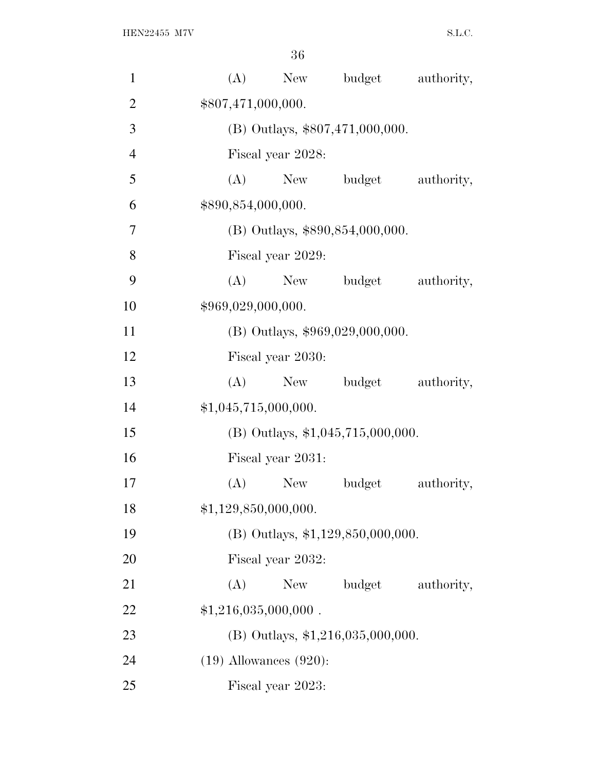(A) New budget authority, $807,471,000,000.

(B) Outlays, $807,471,000,000.

Fiscal year 2028:

(A) New budget authority, $890,854,000,000.

(B) Outlays, $890,854,000,000.

Fiscal year 2029:

(A) New budget authority, $969,029,000,000.

(B) Outlays, $969,029,000,000.

Fiscal year 2030:

(A) New budget authority, $1,045,715,000,000.

(B) Outlays, $1,045,715,000,000.

Fiscal year 2031:

(A) New budget authority, $1,129,850,000,000.

(B) Outlays, $1,129,850,000,000.

Fiscal year 2032:

(A) New budget authority, $1,216,035,000,000 .

(B) Outlays, $1,216,035,000,000.

(19) Allowances (920):

Fiscal year 2023: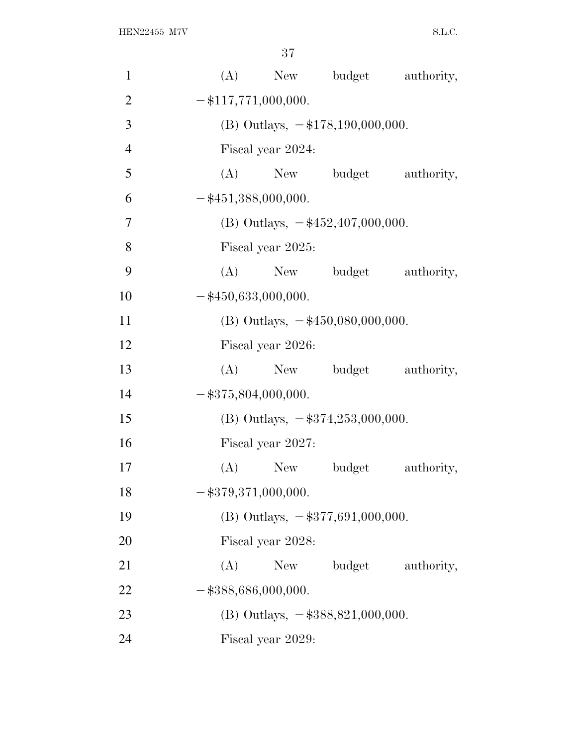(A) New budget authority, −$117,771,000,000.

(B) Outlays, −$178,190,000,000.

Fiscal year 2024:

(A) New budget authority, −$451,388,000,000.

(B) Outlays, −$452,407,000,000.

Fiscal year 2025:

(A) New budget authority, −$450,633,000,000.

(B) Outlays, −$450,080,000,000.

Fiscal year 2026:

(A) New budget authority, −$375,804,000,000.

(B) Outlays, −$374,253,000,000.

Fiscal year 2027:

(A) New budget authority, −$379,371,000,000.

(B) Outlays, −$377,691,000,000.

Fiscal year 2028:

(A) New budget authority, −$388,686,000,000.

(B) Outlays, −$388,821,000,000.

Fiscal year 2029: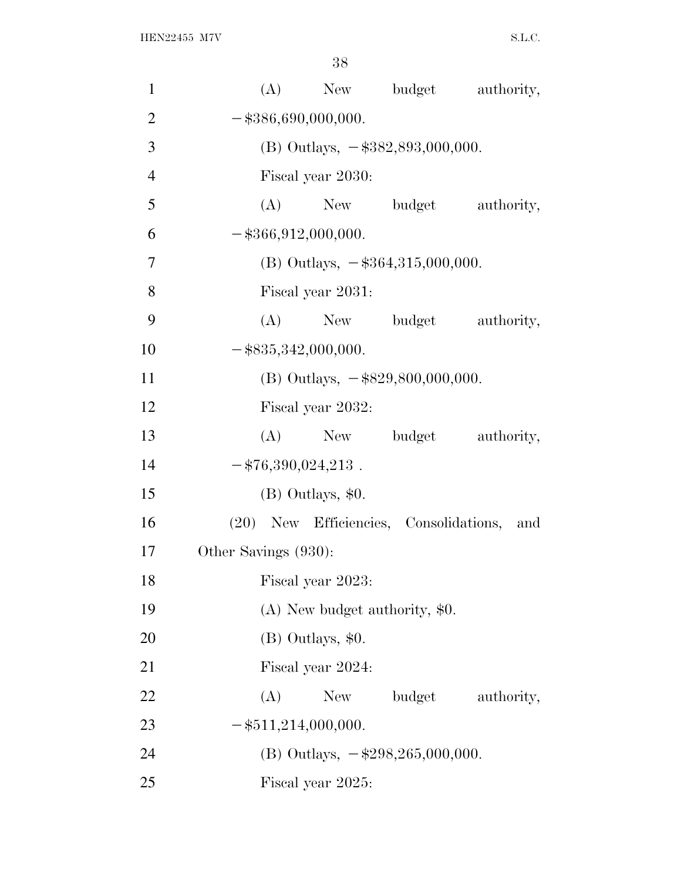(A) New budget authority, −$386,690,000,000.

(B) Outlays, −$382,893,000,000.

Fiscal year 2030:

(A) New budget authority, −$366,912,000,000.

(B) Outlays, −$364,315,000,000.

Fiscal year 2031:

(A) New budget authority, −$835,342,000,000.

(B) Outlays, −$829,800,000,000.

Fiscal year 2032:

(A) New budget authority, −$76,390,024,213 .

(B) Outlays, $0.

(20) New Efficiencies, Consolidations, and Other Savings (930):

Fiscal year 2023:

(A) New budget authority, $0.

(B) Outlays, $0.

Fiscal year 2024:

(A) New budget authority, −$511,214,000,000.

(B) Outlays, −$298,265,000,000.

Fiscal year 2025: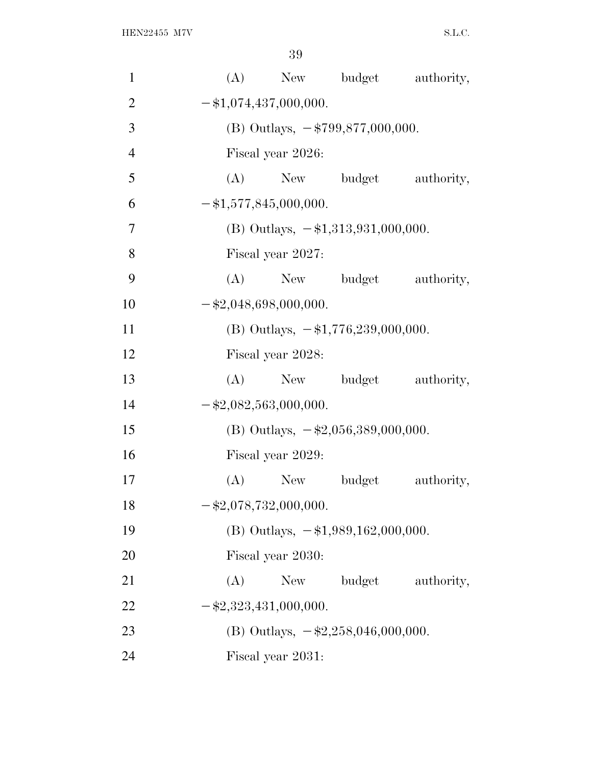(A) New budget authority, −$1,074,437,000,000.

(B) Outlays, −$799,877,000,000.

Fiscal year 2026:

(A) New budget authority, −$1,577,845,000,000.

(B) Outlays, −$1,313,931,000,000.

Fiscal year 2027:

(A) New budget authority, −$2,048,698,000,000.

(B) Outlays, −$1,776,239,000,000.

Fiscal year 2028:

(A) New budget authority, −$2,082,563,000,000.

(B) Outlays, −$2,056,389,000,000.

Fiscal year 2029:

(A) New budget authority, −$2,078,732,000,000.

(B) Outlays, −$1,989,162,000,000.

Fiscal year 2030:

(A) New budget authority, −$2,323,431,000,000.

(B) Outlays, −$2,258,046,000,000.

Fiscal year 2031: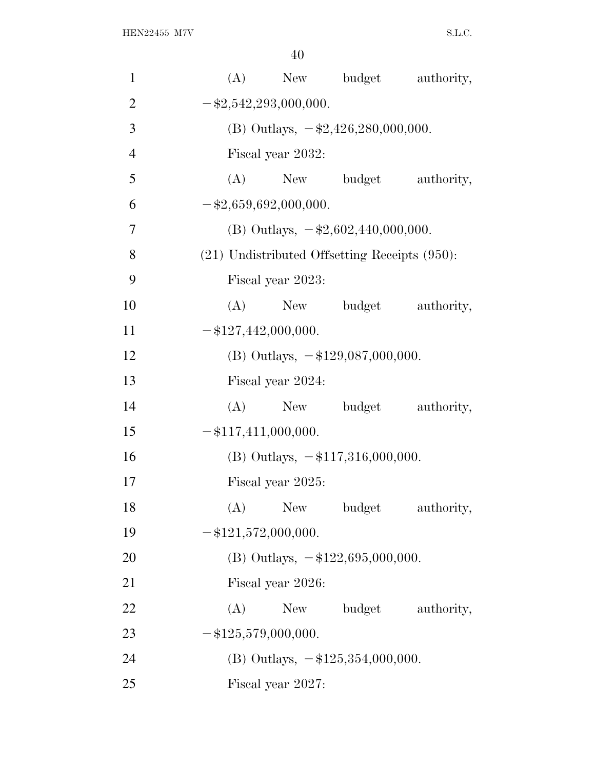(A) New budget authority, −$2,542,293,000,000.

(B) Outlays, −$2,426,280,000,000.

Fiscal year 2032:

(A) New budget authority, −$2,659,692,000,000.

(B) Outlays, −$2,602,440,000,000.

(21) Undistributed Offsetting Receipts (950):

Fiscal year 2023:

(A) New budget authority, −$127,442,000,000.

(B) Outlays, −$129,087,000,000.

Fiscal year 2024:

(A) New budget authority, −$117,411,000,000.

(B) Outlays, −$117,316,000,000.

Fiscal year 2025:

(A) New budget authority, −$121,572,000,000.

(B) Outlays, −$122,695,000,000.

Fiscal year 2026:

(A) New budget authority, −$125,579,000,000.

(B) Outlays, −$125,354,000,000.

Fiscal year 2027: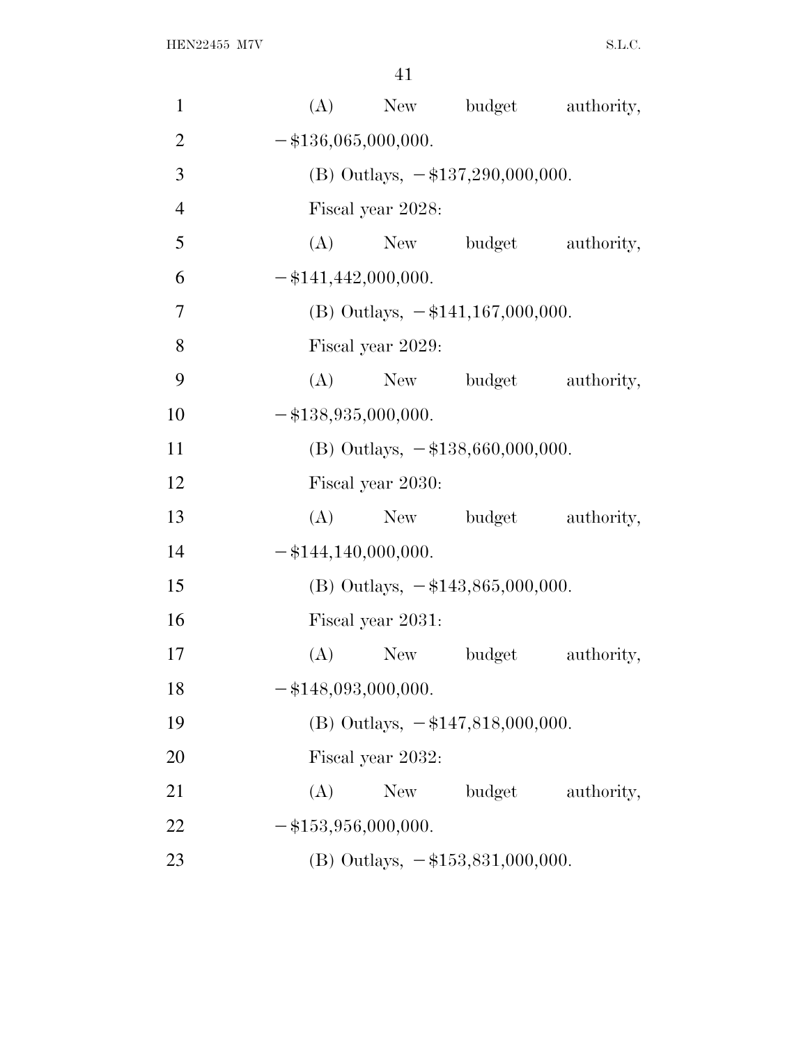(A) New budget authority, −$136,065,000,000.

(B) Outlays, −$137,290,000,000.

Fiscal year 2028:

(A) New budget authority, −$141,442,000,000.

(B) Outlays, −$141,167,000,000.

Fiscal year 2029:

(A) New budget authority, −$138,935,000,000.

(B) Outlays, −$138,660,000,000.

Fiscal year 2030:

(A) New budget authority, −$144,140,000,000.

(B) Outlays, −$143,865,000,000.

Fiscal year 2031:

(A) New budget authority, −$148,093,000,000.

(B) Outlays, −$147,818,000,000.

Fiscal year 2032:

(A) New budget authority, −$153,956,000,000.

(B) Outlays, −$153,831,000,000.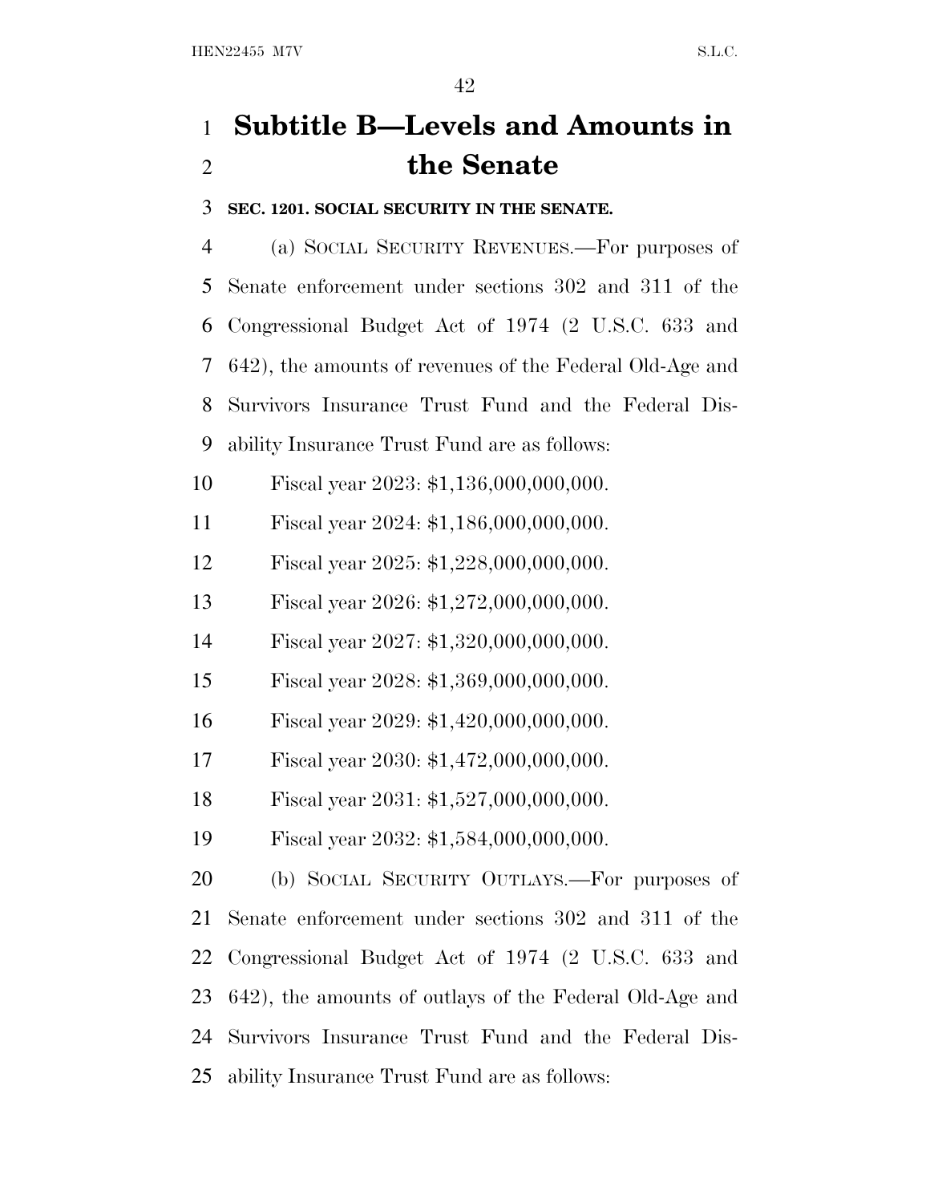# Subtitle B—Levels and Amounts in the Senate

**SEC. 1201. SOCIAL SECURITY IN THE SENATE.**

(a) SOCIAL SECURITY REVENUES.—For purposes of Senate enforcement under sections 302 and 311 of the Congressional Budget Act of 1974 (2 U.S.C. 633 and 642), the amounts of revenues of the Federal Old-Age and Survivors Insurance Trust Fund and the Federal Disability Insurance Trust Fund are as follows:

Fiscal year 2023: $1,136,000,000,000.

Fiscal year 2024: $1,186,000,000,000.

Fiscal year 2025: $1,228,000,000,000.

Fiscal year 2026: $1,272,000,000,000.

Fiscal year 2027: $1,320,000,000,000.

Fiscal year 2028: $1,369,000,000,000.

Fiscal year 2029: $1,420,000,000,000.

Fiscal year 2030: $1,472,000,000,000.

Fiscal year 2031: $1,527,000,000,000.

Fiscal year 2032: $1,584,000,000,000.

(b) SOCIAL SECURITY OUTLAYS.—For purposes of Senate enforcement under sections 302 and 311 of the Congressional Budget Act of 1974 (2 U.S.C. 633 and 642), the amounts of outlays of the Federal Old-Age and Survivors Insurance Trust Fund and the Federal Disability Insurance Trust Fund are as follows: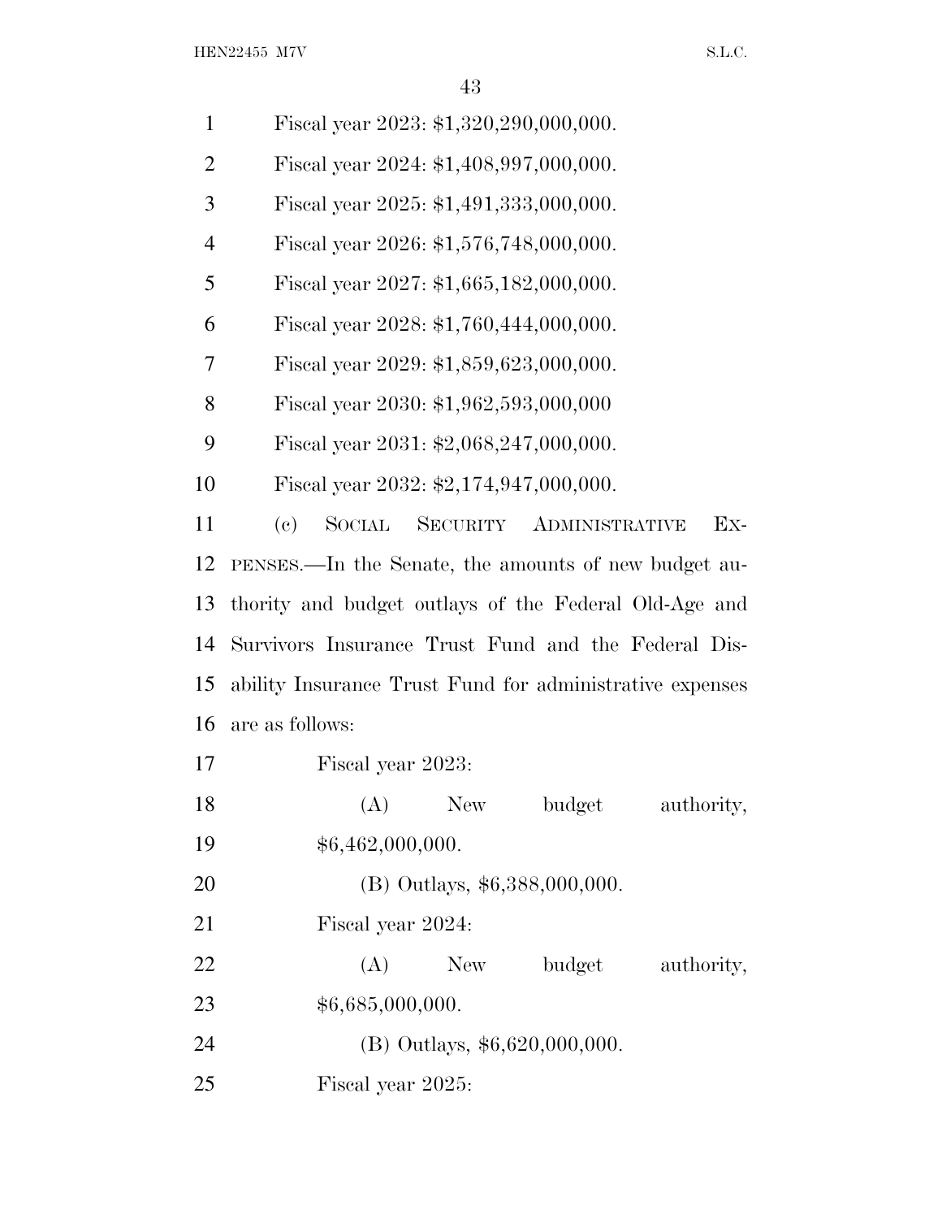Fiscal year 2023: $1,320,290,000,000.

Fiscal year 2024: $1,408,997,000,000.

Fiscal year 2025: $1,491,333,000,000.

Fiscal year 2026: $1,576,748,000,000.

Fiscal year 2027: $1,665,182,000,000.

Fiscal year 2028: $1,760,444,000,000.

Fiscal year 2029: $1,859,623,000,000.

Fiscal year 2030: $1,962,593,000,000

Fiscal year 2031: $2,068,247,000,000.

Fiscal year 2032: $2,174,947,000,000.

(c) SOCIAL SECURITY ADMINISTRATIVE EXPENSES.—In the Senate, the amounts of new budget authority and budget outlays of the Federal Old-Age and Survivors Insurance Trust Fund and the Federal Disability Insurance Trust Fund for administrative expenses are as follows:

Fiscal year 2023:

(A) New budget authority, $6,462,000,000.

(B) Outlays, $6,388,000,000.

Fiscal year 2024:

(A) New budget authority, $6,685,000,000.

(B) Outlays, $6,620,000,000.

Fiscal year 2025: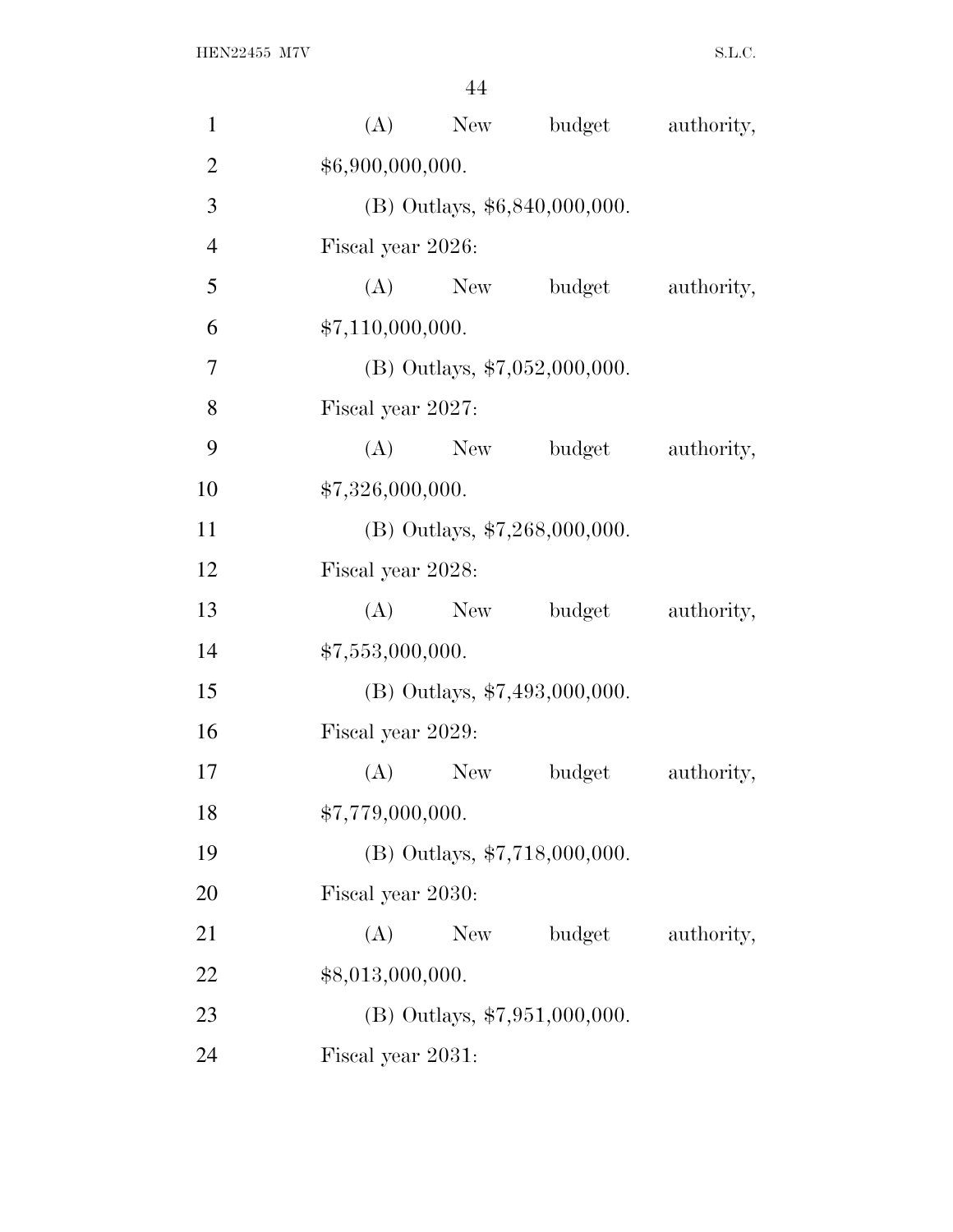(A) New budget authority, $6,900,000,000.

(B) Outlays, $6,840,000,000.

Fiscal year 2026:

(A) New budget authority, $7,110,000,000.

(B) Outlays, $7,052,000,000.

Fiscal year 2027:

(A) New budget authority, $7,326,000,000.

(B) Outlays, $7,268,000,000.

Fiscal year 2028:

(A) New budget authority, $7,553,000,000.

(B) Outlays, $7,493,000,000.

Fiscal year 2029:

(A) New budget authority, $7,779,000,000.

(B) Outlays, $7,718,000,000.

Fiscal year 2030:

(A) New budget authority, $8,013,000,000.

(B) Outlays, $7,951,000,000.

Fiscal year 2031: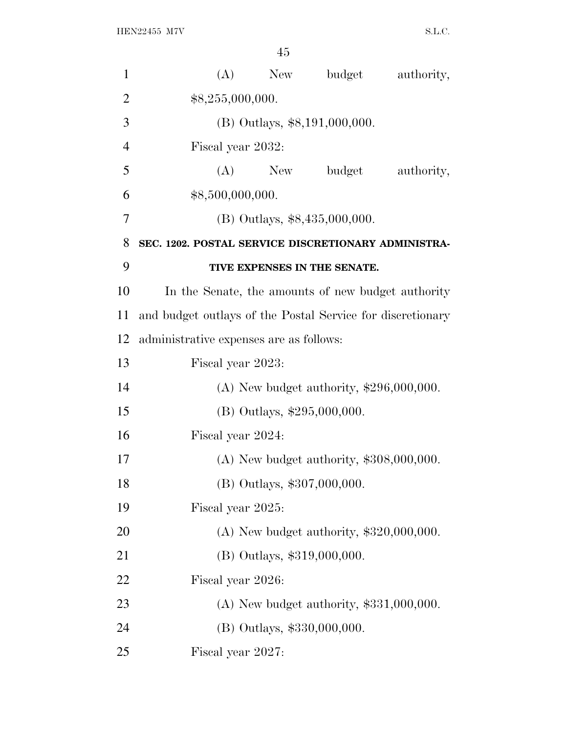(A) New budget authority, $8,255,000,000.

(B) Outlays, $8,191,000,000.

Fiscal year 2032:

(A) New budget authority, $8,500,000,000.

(B) Outlays, $8,435,000,000.

**SEC. 1202. POSTAL SERVICE DISCRETIONARY ADMINISTRATIVE EXPENSES IN THE SENATE.**

In the Senate, the amounts of new budget authority and budget outlays of the Postal Service for discretionary administrative expenses are as follows:

Fiscal year 2023:

(A) New budget authority, $296,000,000.

(B) Outlays, $295,000,000.

Fiscal year 2024:

(A) New budget authority, $308,000,000.

(B) Outlays, $307,000,000.

Fiscal year 2025:

(A) New budget authority, $320,000,000.

(B) Outlays, $319,000,000.

Fiscal year 2026:

(A) New budget authority, $331,000,000.

(B) Outlays, $330,000,000.

Fiscal year 2027: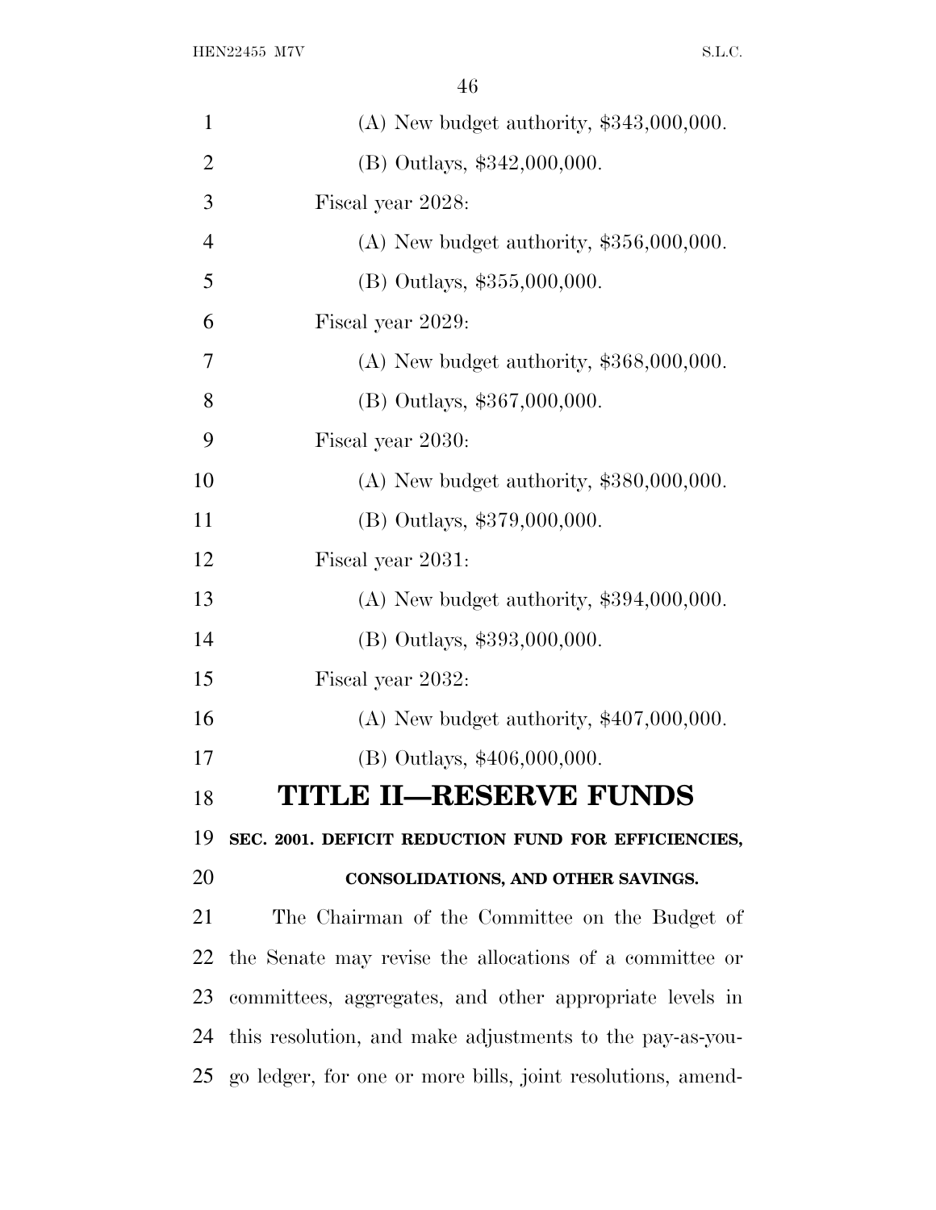(A) New budget authority, $343,000,000.

(B) Outlays, $342,000,000.

Fiscal year 2028:

(A) New budget authority, $356,000,000.

(B) Outlays, $355,000,000.

Fiscal year 2029:

(A) New budget authority, $368,000,000.

(B) Outlays, $367,000,000.

Fiscal year 2030:

(A) New budget authority, $380,000,000.

(B) Outlays, $379,000,000.

Fiscal year 2031:

(A) New budget authority, $394,000,000.

(B) Outlays, $393,000,000.

Fiscal year 2032:

(A) New budget authority, $407,000,000.

(B) Outlays, $406,000,000.

# TITLE II—RESERVE FUNDS

### SEC. 2001. DEFICIT REDUCTION FUND FOR EFFICIENCIES, CONSOLIDATIONS, AND OTHER SAVINGS.

The Chairman of the Committee on the Budget of the Senate may revise the allocations of a committee or committees, aggregates, and other appropriate levels in this resolution, and make adjustments to the pay-as-you-go ledger, for one or more bills, joint resolutions, amend-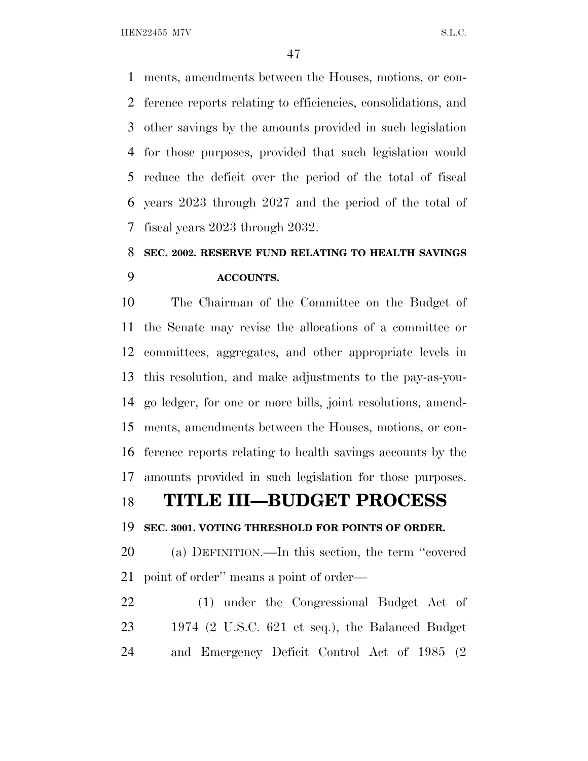ments, amendments between the Houses, motions, or conference reports relating to efficiencies, consolidations, and other savings by the amounts provided in such legislation for those purposes, provided that such legislation would reduce the deficit over the period of the total of fiscal years 2023 through 2027 and the period of the total of fiscal years 2023 through 2032.

### SEC. 2002. RESERVE FUND RELATING TO HEALTH SAVINGS ACCOUNTS.

The Chairman of the Committee on the Budget of the Senate may revise the allocations of a committee or committees, aggregates, and other appropriate levels in this resolution, and make adjustments to the pay-as-you-go ledger, for one or more bills, joint resolutions, amendments, amendments between the Houses, motions, or conference reports relating to health savings accounts by the amounts provided in such legislation for those purposes.

## TITLE III—BUDGET PROCESS

### SEC. 3001. VOTING THRESHOLD FOR POINTS OF ORDER.

(a) DEFINITION.—In this section, the term ''covered point of order'' means a point of order—

(1) under the Congressional Budget Act of 1974 (2 U.S.C. 621 et seq.), the Balanced Budget and Emergency Deficit Control Act of 1985 (2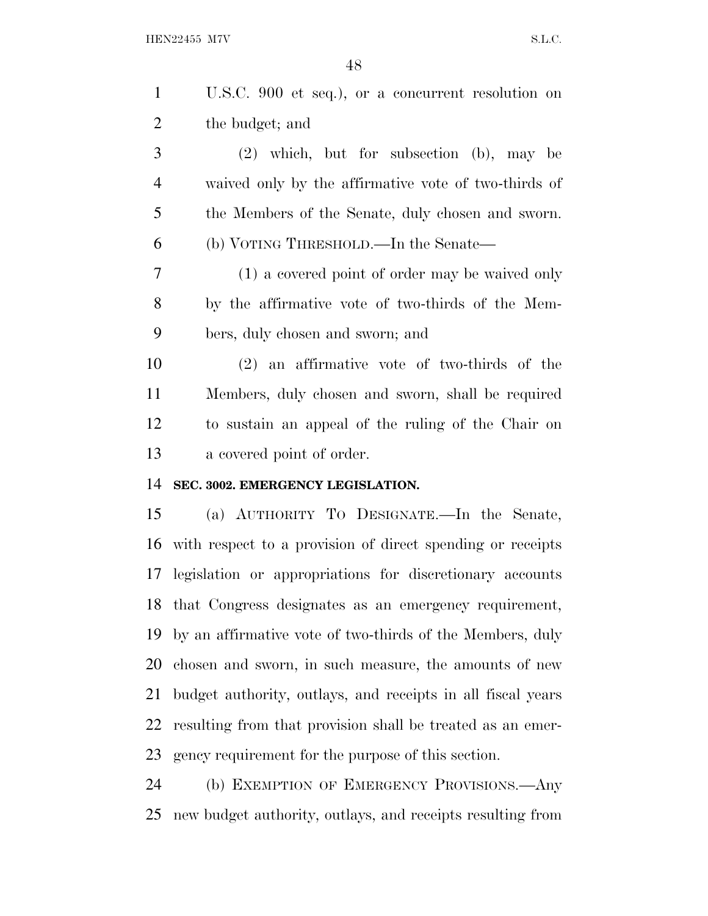U.S.C. 900 et seq.), or a concurrent resolution on the budget; and

(2) which, but for subsection (b), may be waived only by the affirmative vote of two-thirds of the Members of the Senate, duly chosen and sworn.

(b) VOTING THRESHOLD.—In the Senate—

(1) a covered point of order may be waived only by the affirmative vote of two-thirds of the Members, duly chosen and sworn; and

(2) an affirmative vote of two-thirds of the Members, duly chosen and sworn, shall be required to sustain an appeal of the ruling of the Chair on a covered point of order.

**SEC. 3002. EMERGENCY LEGISLATION.**

(a) AUTHORITY TO DESIGNATE.—In the Senate, with respect to a provision of direct spending or receipts legislation or appropriations for discretionary accounts that Congress designates as an emergency requirement, by an affirmative vote of two-thirds of the Members, duly chosen and sworn, in such measure, the amounts of new budget authority, outlays, and receipts in all fiscal years resulting from that provision shall be treated as an emergency requirement for the purpose of this section.

(b) EXEMPTION OF EMERGENCY PROVISIONS.—Any new budget authority, outlays, and receipts resulting from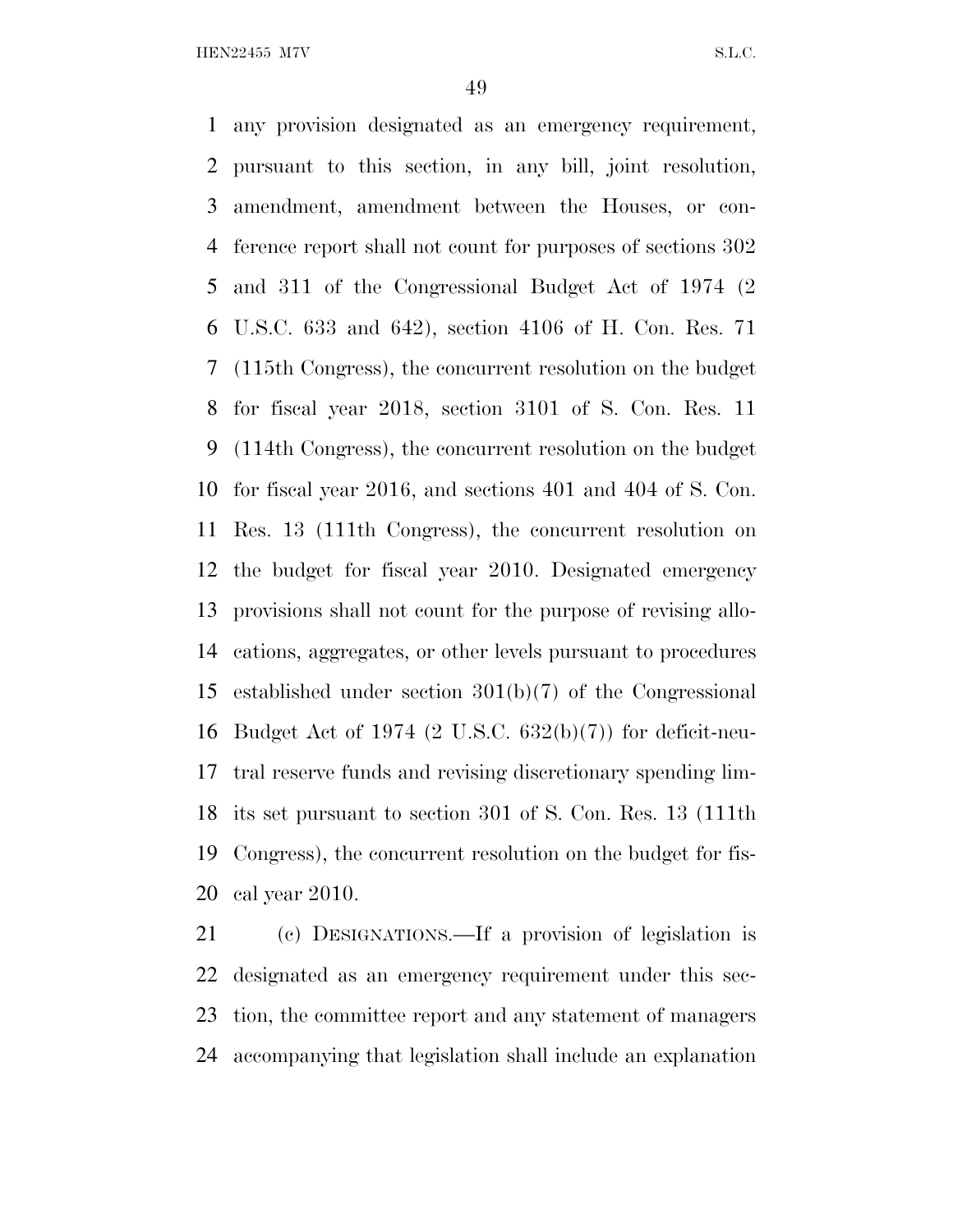any provision designated as an emergency requirement, pursuant to this section, in any bill, joint resolution, amendment, amendment between the Houses, or conference report shall not count for purposes of sections 302 and 311 of the Congressional Budget Act of 1974 (2 U.S.C. 633 and 642), section 4106 of H. Con. Res. 71 (115th Congress), the concurrent resolution on the budget for fiscal year 2018, section 3101 of S. Con. Res. 11 (114th Congress), the concurrent resolution on the budget for fiscal year 2016, and sections 401 and 404 of S. Con. Res. 13 (111th Congress), the concurrent resolution on the budget for fiscal year 2010. Designated emergency provisions shall not count for the purpose of revising allocations, aggregates, or other levels pursuant to procedures established under section 301(b)(7) of the Congressional Budget Act of 1974 (2 U.S.C. 632(b)(7)) for deficit-neutral reserve funds and revising discretionary spending limits set pursuant to section 301 of S. Con. Res. 13 (111th Congress), the concurrent resolution on the budget for fiscal year 2010.

(c) DESIGNATIONS.—If a provision of legislation is designated as an emergency requirement under this section, the committee report and any statement of managers accompanying that legislation shall include an explanation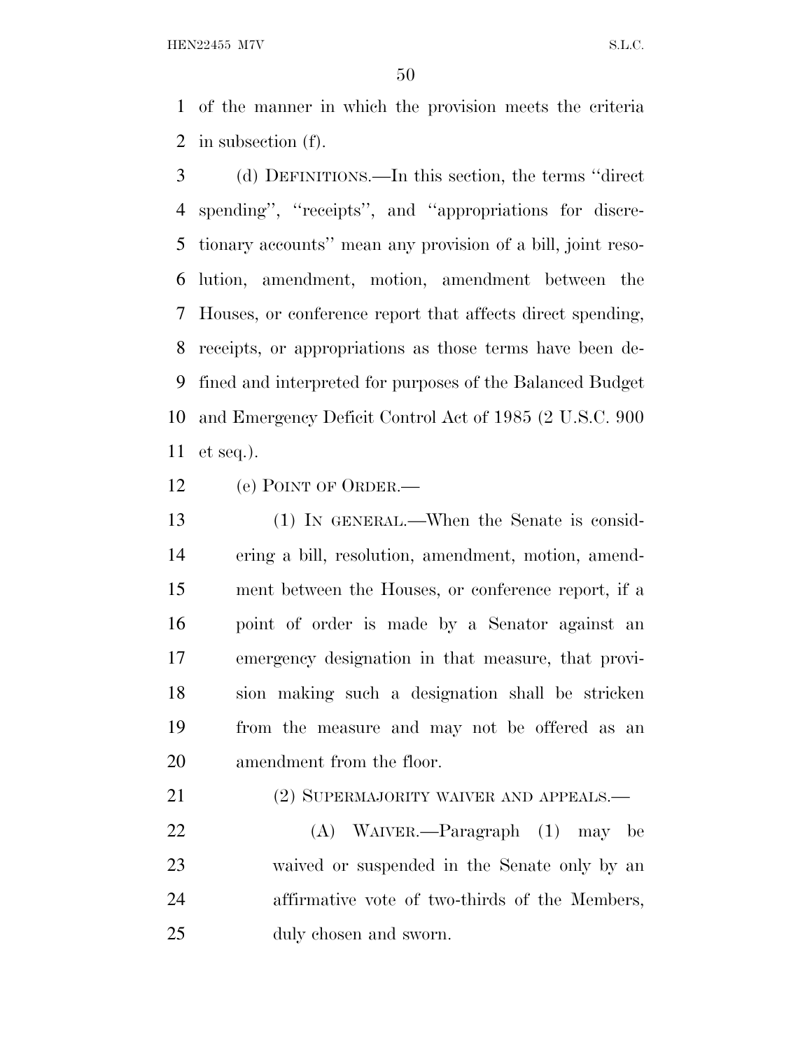of the manner in which the provision meets the criteria in subsection (f).

(d) DEFINITIONS.—In this section, the terms ''direct spending'', ''receipts'', and ''appropriations for discretionary accounts'' mean any provision of a bill, joint resolution, amendment, motion, amendment between the Houses, or conference report that affects direct spending, receipts, or appropriations as those terms have been defined and interpreted for purposes of the Balanced Budget and Emergency Deficit Control Act of 1985 (2 U.S.C. 900 et seq.).

(e) POINT OF ORDER.—

(1) IN GENERAL.—When the Senate is considering a bill, resolution, amendment, motion, amendment between the Houses, or conference report, if a point of order is made by a Senator against an emergency designation in that measure, that provision making such a designation shall be stricken from the measure and may not be offered as an amendment from the floor.

(2) SUPERMAJORITY WAIVER AND APPEALS.—

(A) WAIVER.—Paragraph (1) may be waived or suspended in the Senate only by an affirmative vote of two-thirds of the Members, duly chosen and sworn.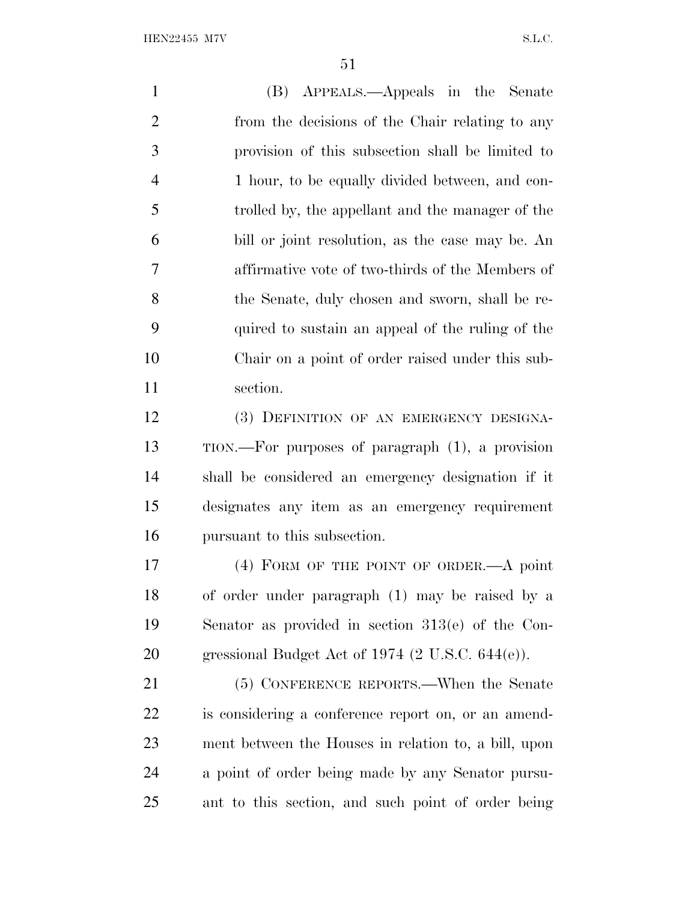(B) APPEALS.—Appeals in the Senate from the decisions of the Chair relating to any provision of this subsection shall be limited to 1 hour, to be equally divided between, and controlled by, the appellant and the manager of the bill or joint resolution, as the case may be. An affirmative vote of two-thirds of the Members of the Senate, duly chosen and sworn, shall be required to sustain an appeal of the ruling of the Chair on a point of order raised under this subsection.

(3) DEFINITION OF AN EMERGENCY DESIGNATION.—For purposes of paragraph (1), a provision shall be considered an emergency designation if it designates any item as an emergency requirement pursuant to this subsection.

(4) FORM OF THE POINT OF ORDER.—A point of order under paragraph (1) may be raised by a Senator as provided in section 313(e) of the Congressional Budget Act of 1974 (2 U.S.C. 644(e)).

(5) CONFERENCE REPORTS.—When the Senate is considering a conference report on, or an amendment between the Houses in relation to, a bill, upon a point of order being made by any Senator pursuant to this section, and such point of order being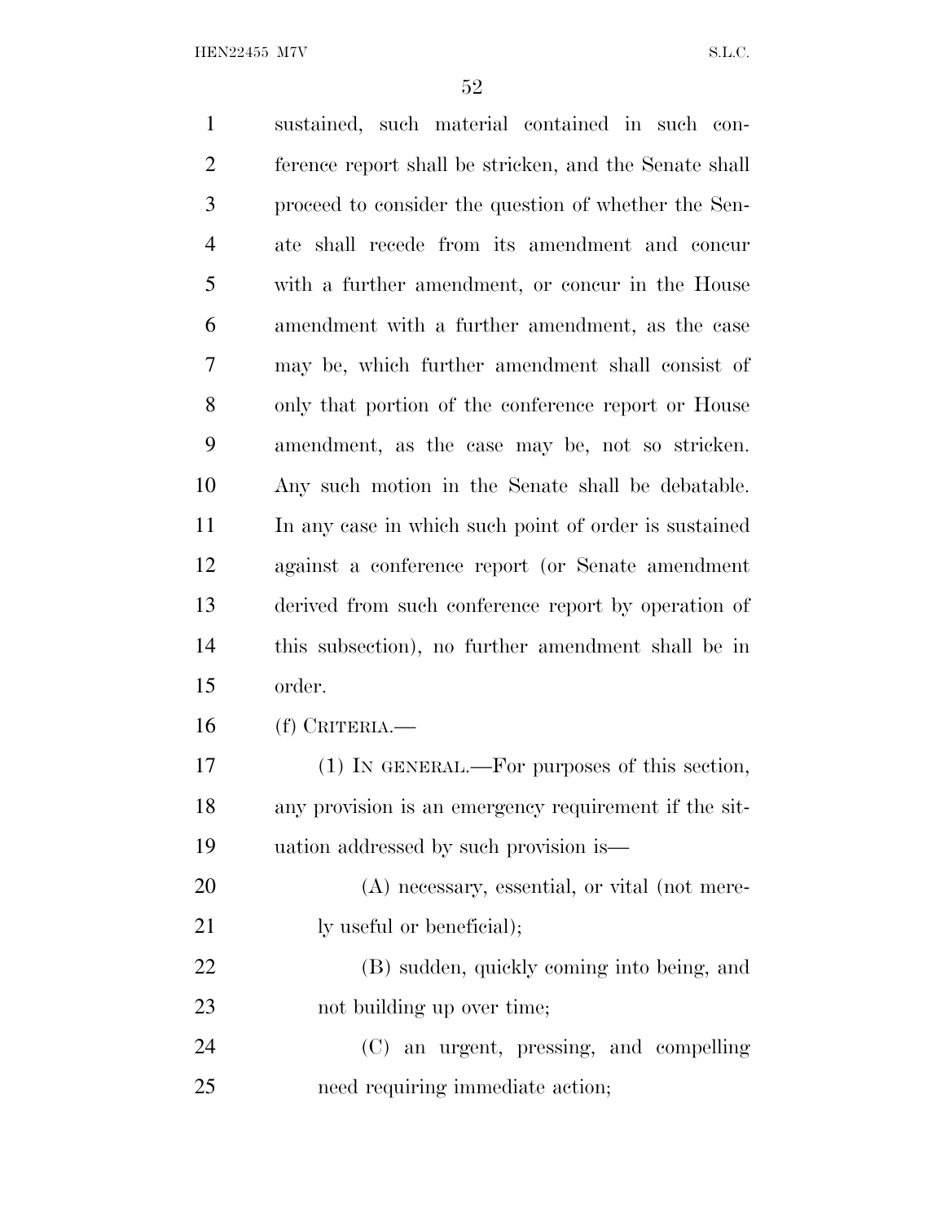sustained, such material contained in such conference report shall be stricken, and the Senate shall proceed to consider the question of whether the Senate shall recede from its amendment and concur with a further amendment, or concur in the House amendment with a further amendment, as the case may be, which further amendment shall consist of only that portion of the conference report or House amendment, as the case may be, not so stricken. Any such motion in the Senate shall be debatable. In any case in which such point of order is sustained against a conference report (or Senate amendment derived from such conference report by operation of this subsection), no further amendment shall be in order.

(f) CRITERIA.—

(1) IN GENERAL.—For purposes of this section, any provision is an emergency requirement if the situation addressed by such provision is—

(A) necessary, essential, or vital (not merely useful or beneficial);

(B) sudden, quickly coming into being, and not building up over time;

(C) an urgent, pressing, and compelling need requiring immediate action;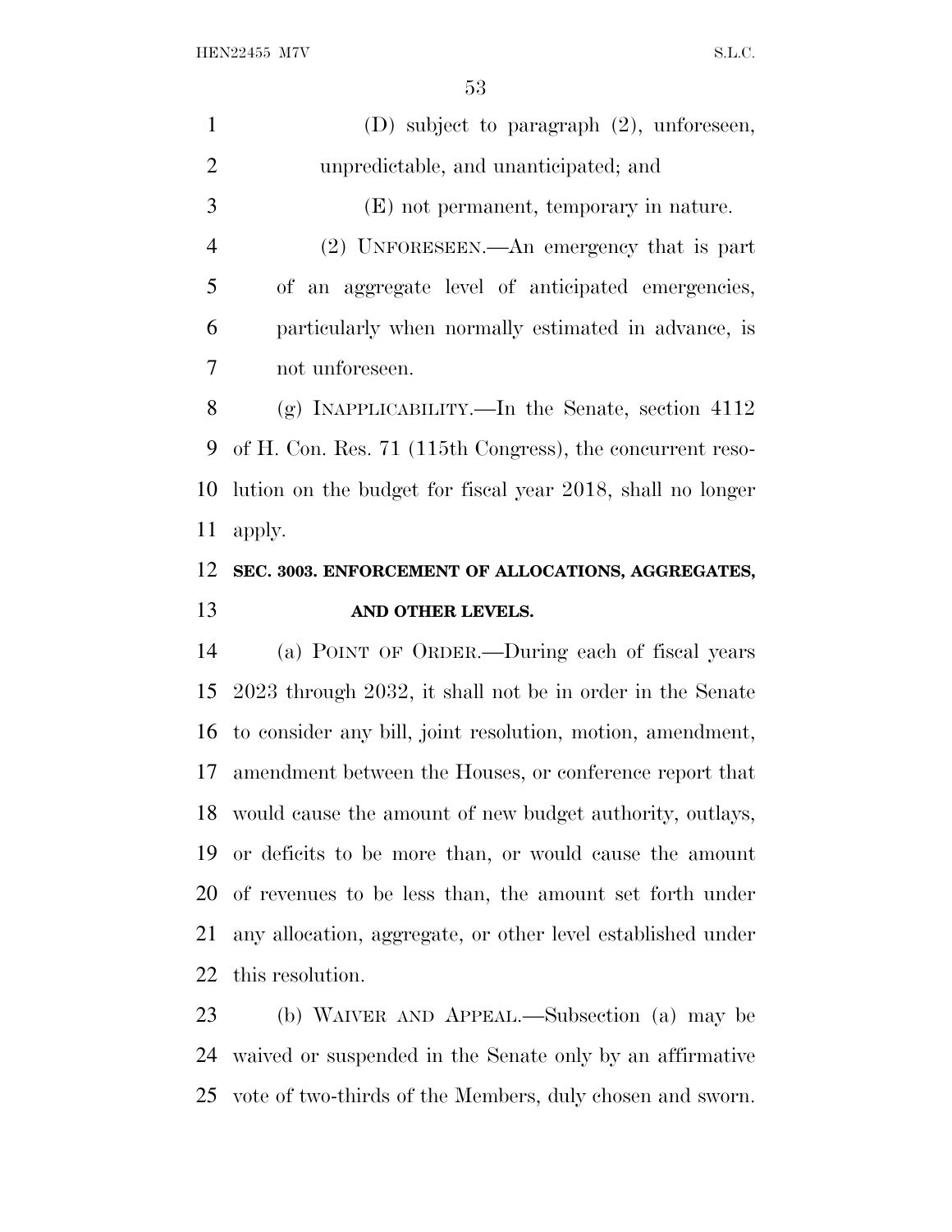(D) subject to paragraph (2), unforeseen, unpredictable, and unanticipated; and

(E) not permanent, temporary in nature.

(2) UNFORESEEN.—An emergency that is part of an aggregate level of anticipated emergencies, particularly when normally estimated in advance, is not unforeseen.

(g) INAPPLICABILITY.—In the Senate, section 4112 of H. Con. Res. 71 (115th Congress), the concurrent resolution on the budget for fiscal year 2018, shall no longer apply.

**SEC. 3003. ENFORCEMENT OF ALLOCATIONS, AGGREGATES, AND OTHER LEVELS.**

(a) POINT OF ORDER.—During each of fiscal years 2023 through 2032, it shall not be in order in the Senate to consider any bill, joint resolution, motion, amendment, amendment between the Houses, or conference report that would cause the amount of new budget authority, outlays, or deficits to be more than, or would cause the amount of revenues to be less than, the amount set forth under any allocation, aggregate, or other level established under this resolution.

(b) WAIVER AND APPEAL.—Subsection (a) may be waived or suspended in the Senate only by an affirmative vote of two-thirds of the Members, duly chosen and sworn.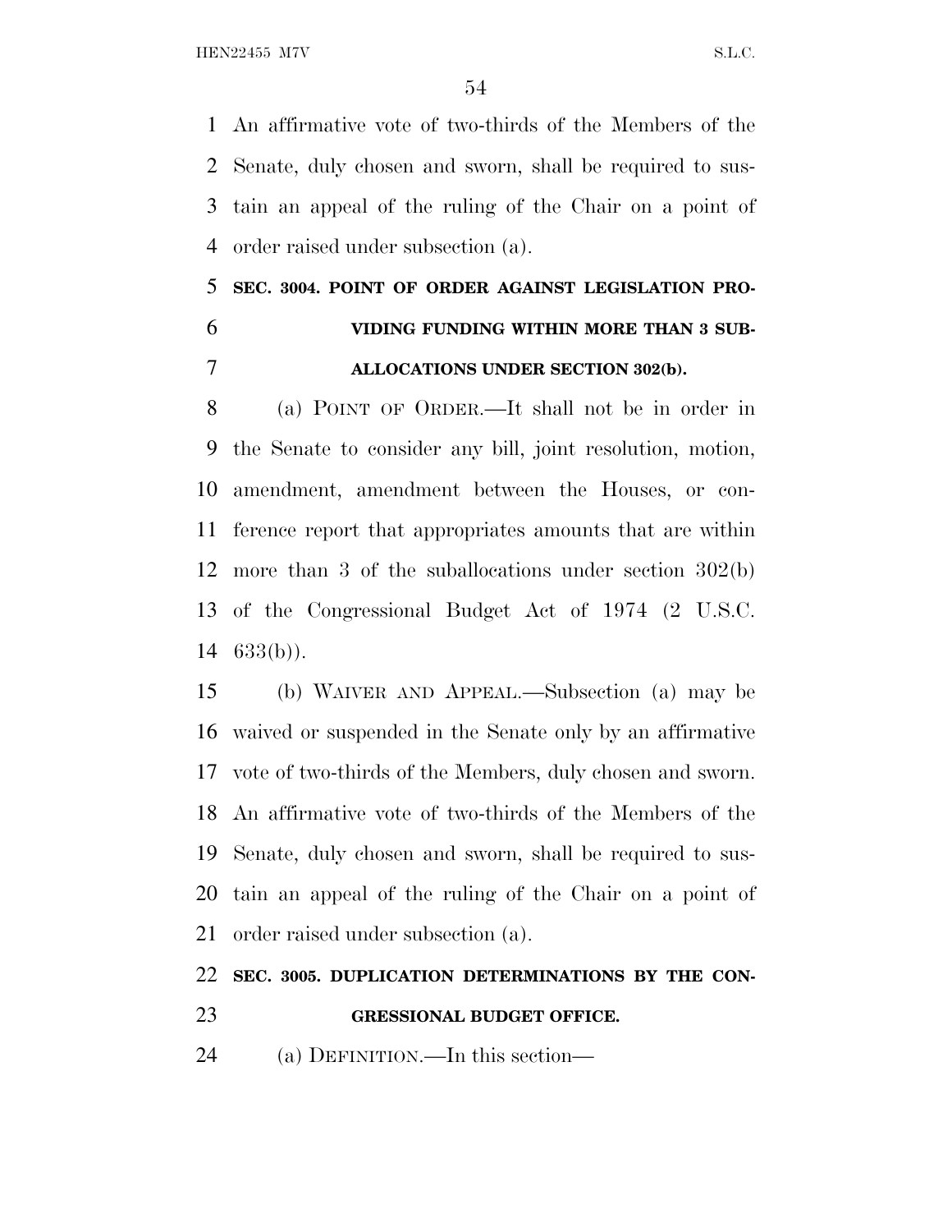An affirmative vote of two-thirds of the Members of the Senate, duly chosen and sworn, shall be required to sustain an appeal of the ruling of the Chair on a point of order raised under subsection (a).

**SEC. 3004. POINT OF ORDER AGAINST LEGISLATION PROVIDING FUNDING WITHIN MORE THAN 3 SUBALLOCATIONS UNDER SECTION 302(b).**

(a) POINT OF ORDER.—It shall not be in order in the Senate to consider any bill, joint resolution, motion, amendment, amendment between the Houses, or conference report that appropriates amounts that are within more than 3 of the suballocations under section 302(b) of the Congressional Budget Act of 1974 (2 U.S.C. 633(b)).

(b) WAIVER AND APPEAL.—Subsection (a) may be waived or suspended in the Senate only by an affirmative vote of two-thirds of the Members, duly chosen and sworn. An affirmative vote of two-thirds of the Members of the Senate, duly chosen and sworn, shall be required to sustain an appeal of the ruling of the Chair on a point of order raised under subsection (a).

**SEC. 3005. DUPLICATION DETERMINATIONS BY THE CONGRESSIONAL BUDGET OFFICE.**

(a) DEFINITION.—In this section—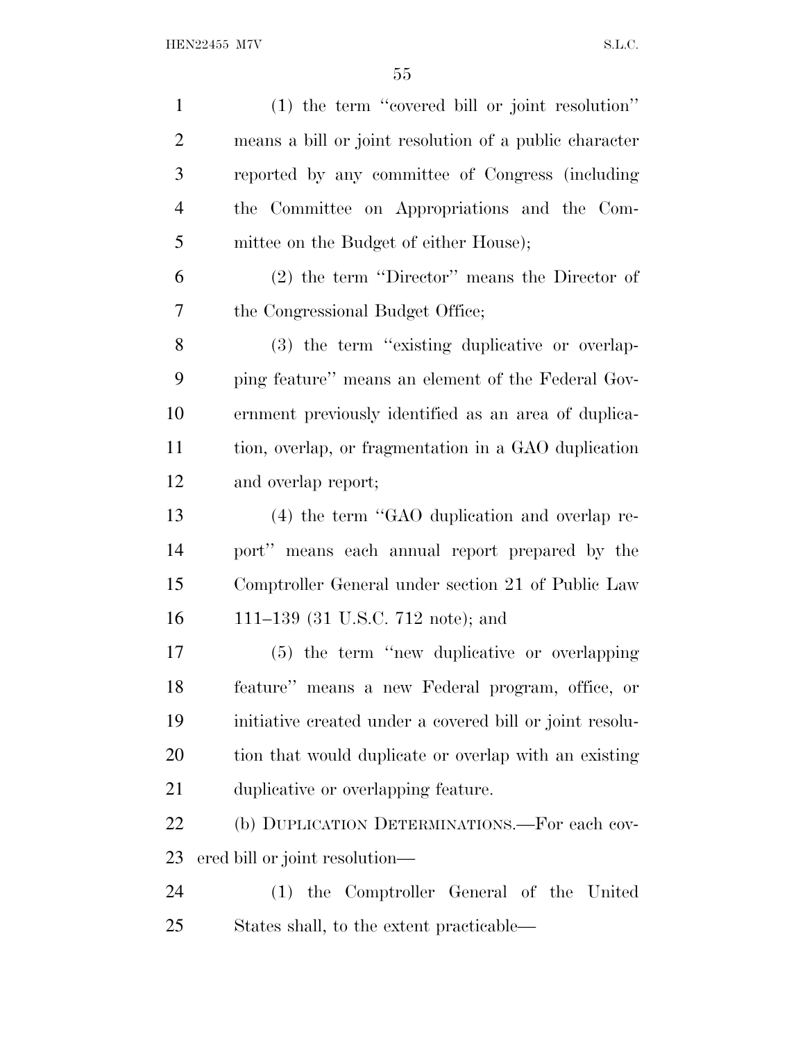(1) the term ''covered bill or joint resolution'' means a bill or joint resolution of a public character reported by any committee of Congress (including the Committee on Appropriations and the Committee on the Budget of either House);

(2) the term ''Director'' means the Director of the Congressional Budget Office;

(3) the term ''existing duplicative or overlapping feature'' means an element of the Federal Government previously identified as an area of duplication, overlap, or fragmentation in a GAO duplication and overlap report;

(4) the term ''GAO duplication and overlap report'' means each annual report prepared by the Comptroller General under section 21 of Public Law 111–139 (31 U.S.C. 712 note); and

(5) the term ''new duplicative or overlapping feature'' means a new Federal program, office, or initiative created under a covered bill or joint resolution that would duplicate or overlap with an existing duplicative or overlapping feature.

(b) DUPLICATION DETERMINATIONS.—For each covered bill or joint resolution—

(1) the Comptroller General of the United States shall, to the extent practicable—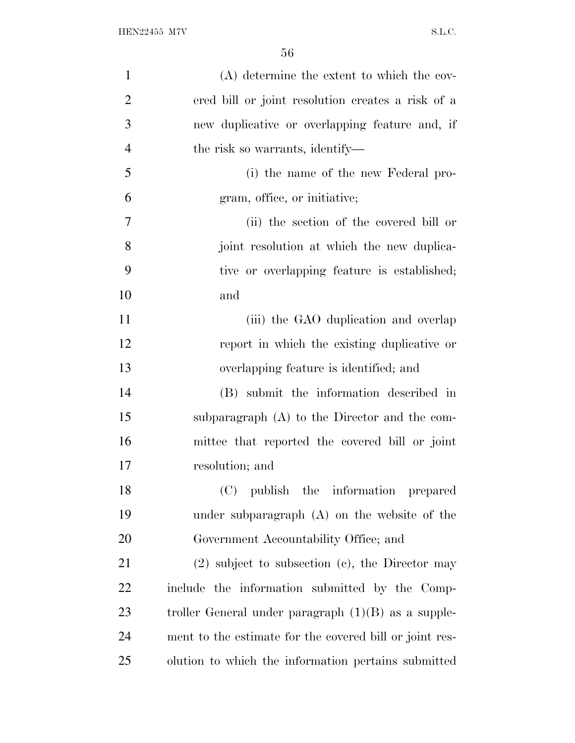(A) determine the extent to which the covered bill or joint resolution creates a risk of a new duplicative or overlapping feature and, if the risk so warrants, identify—

(i) the name of the new Federal program, office, or initiative;

(ii) the section of the covered bill or joint resolution at which the new duplicative or overlapping feature is established; and

(iii) the GAO duplication and overlap report in which the existing duplicative or overlapping feature is identified; and

(B) submit the information described in subparagraph (A) to the Director and the committee that reported the covered bill or joint resolution; and

(C) publish the information prepared under subparagraph (A) on the website of the Government Accountability Office; and

(2) subject to subsection (c), the Director may include the information submitted by the Comptroller General under paragraph (1)(B) as a supplement to the estimate for the covered bill or joint resolution to which the information pertains submitted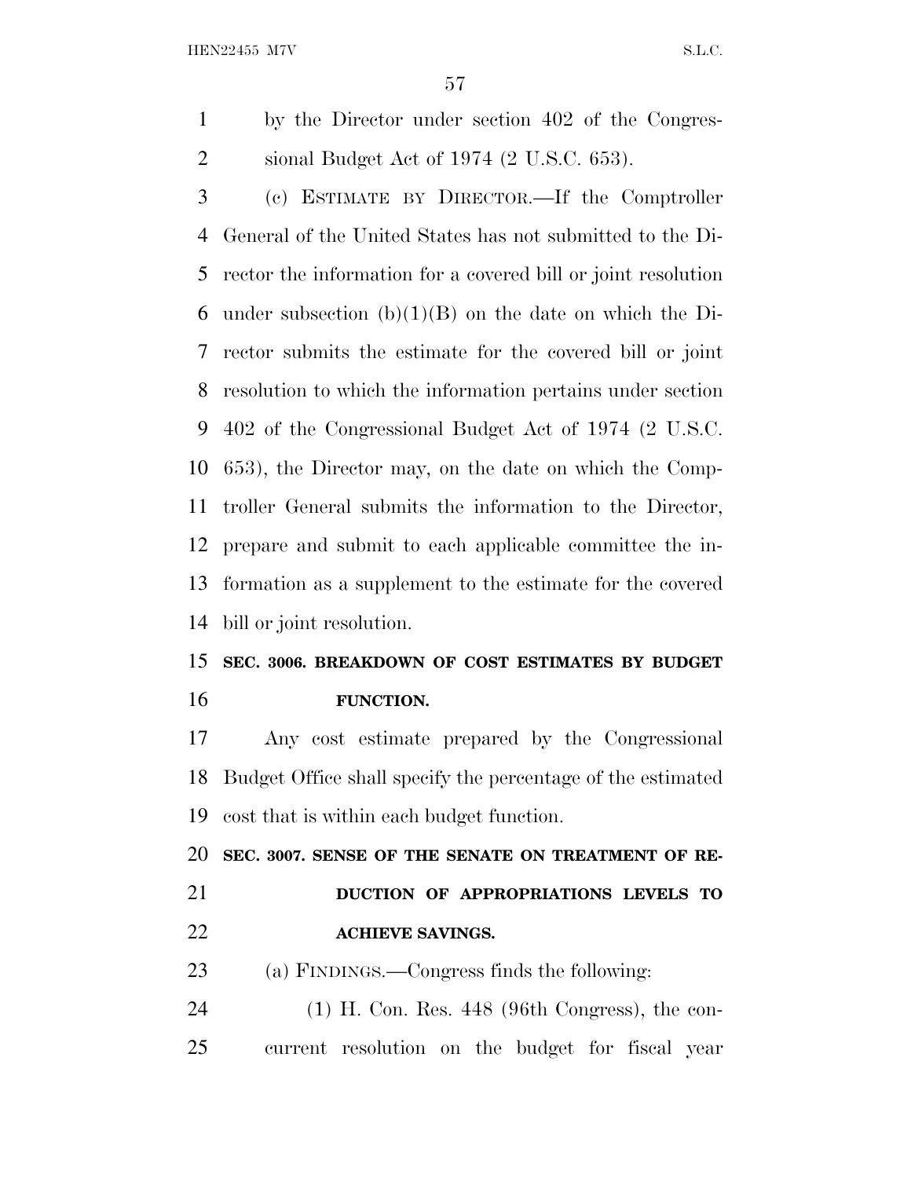by the Director under section 402 of the Congressional Budget Act of 1974 (2 U.S.C. 653).

(c) ESTIMATE BY DIRECTOR.—If the Comptroller General of the United States has not submitted to the Director the information for a covered bill or joint resolution under subsection (b)(1)(B) on the date on which the Director submits the estimate for the covered bill or joint resolution to which the information pertains under section 402 of the Congressional Budget Act of 1974 (2 U.S.C. 653), the Director may, on the date on which the Comptroller General submits the information to the Director, prepare and submit to each applicable committee the information as a supplement to the estimate for the covered bill or joint resolution.

**SEC. 3006. BREAKDOWN OF COST ESTIMATES BY BUDGET FUNCTION.**

Any cost estimate prepared by the Congressional Budget Office shall specify the percentage of the estimated cost that is within each budget function.

**SEC. 3007. SENSE OF THE SENATE ON TREATMENT OF REDUCTION OF APPROPRIATIONS LEVELS TO ACHIEVE SAVINGS.**

(a) FINDINGS.—Congress finds the following:

(1) H. Con. Res. 448 (96th Congress), the concurrent resolution on the budget for fiscal year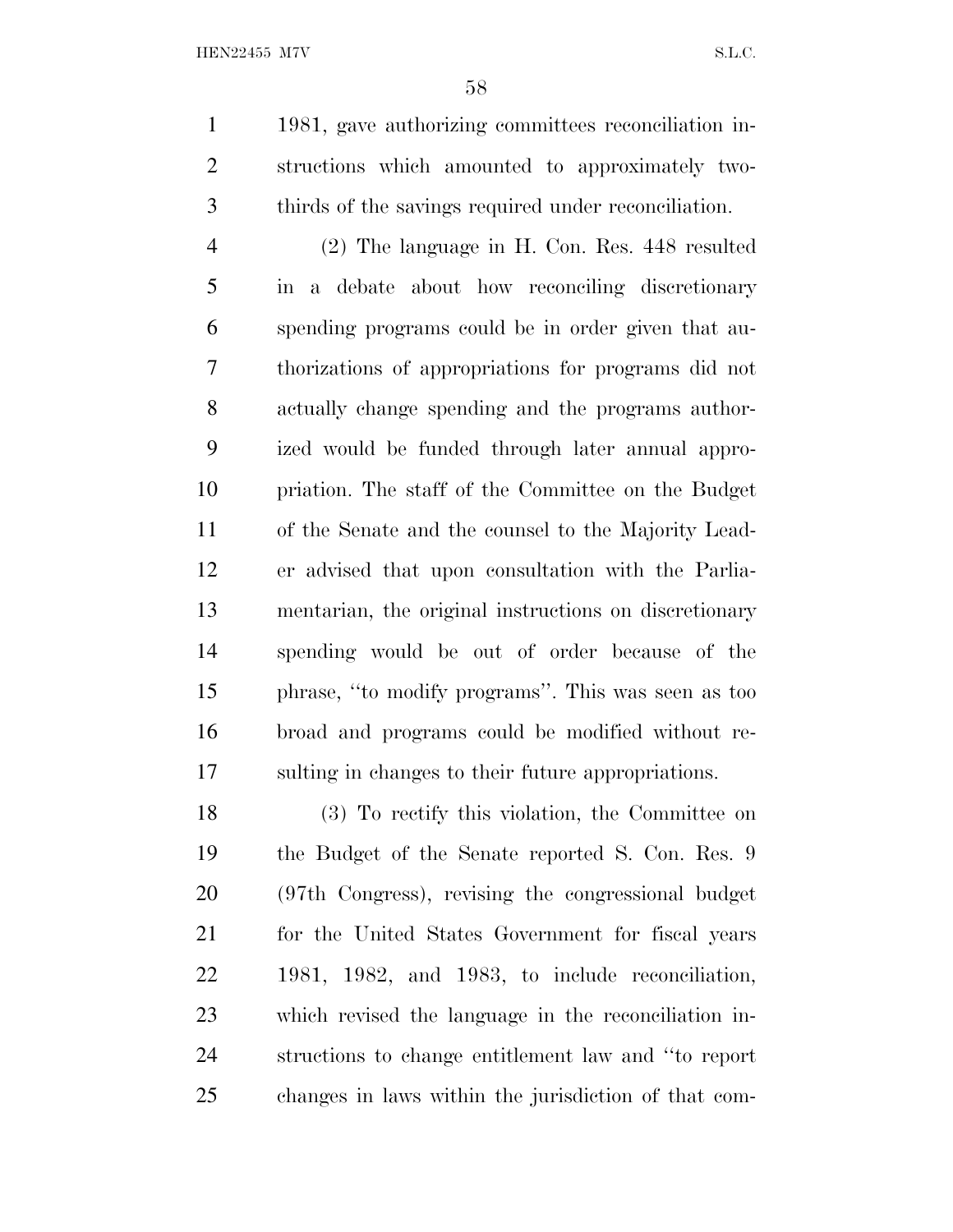1981, gave authorizing committees reconciliation instructions which amounted to approximately two-thirds of the savings required under reconciliation.

(2) The language in H. Con. Res. 448 resulted in a debate about how reconciling discretionary spending programs could be in order given that authorizations of appropriations for programs did not actually change spending and the programs authorized would be funded through later annual appropriation. The staff of the Committee on the Budget of the Senate and the counsel to the Majority Leader advised that upon consultation with the Parliamentarian, the original instructions on discretionary spending would be out of order because of the phrase, "to modify programs". This was seen as too broad and programs could be modified without resulting in changes to their future appropriations.

(3) To rectify this violation, the Committee on the Budget of the Senate reported S. Con. Res. 9 (97th Congress), revising the congressional budget for the United States Government for fiscal years 1981, 1982, and 1983, to include reconciliation, which revised the language in the reconciliation instructions to change entitlement law and "to report changes in laws within the jurisdiction of that com-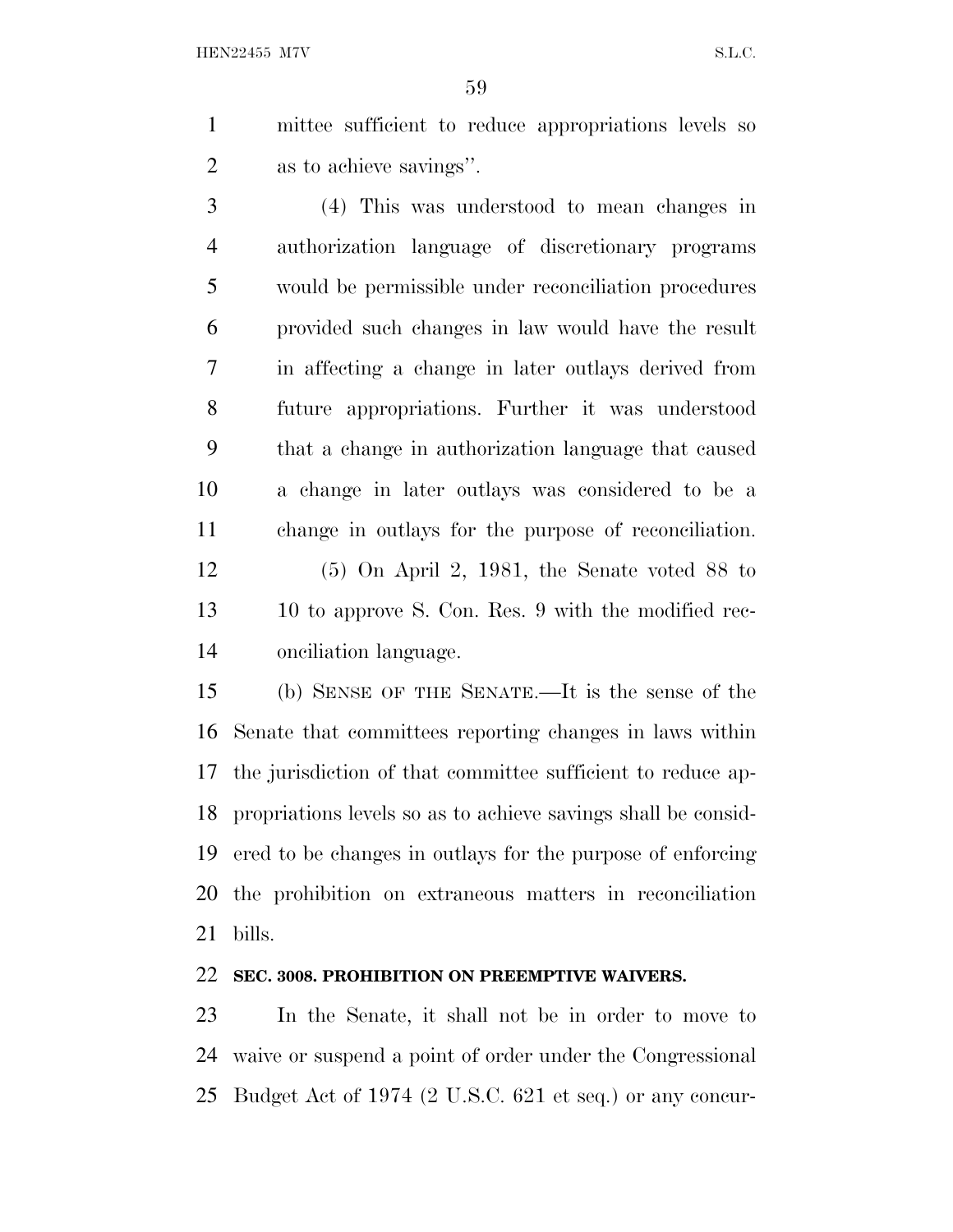mittee sufficient to reduce appropriations levels so as to achieve savings''.

(4) This was understood to mean changes in authorization language of discretionary programs would be permissible under reconciliation procedures provided such changes in law would have the result in affecting a change in later outlays derived from future appropriations. Further it was understood that a change in authorization language that caused a change in later outlays was considered to be a change in outlays for the purpose of reconciliation.

(5) On April 2, 1981, the Senate voted 88 to 10 to approve S. Con. Res. 9 with the modified reconciliation language.

(b) SENSE OF THE SENATE.—It is the sense of the Senate that committees reporting changes in laws within the jurisdiction of that committee sufficient to reduce appropriations levels so as to achieve savings shall be considered to be changes in outlays for the purpose of enforcing the prohibition on extraneous matters in reconciliation bills.

**SEC. 3008. PROHIBITION ON PREEMPTIVE WAIVERS.**

In the Senate, it shall not be in order to move to waive or suspend a point of order under the Congressional Budget Act of 1974 (2 U.S.C. 621 et seq.) or any concur-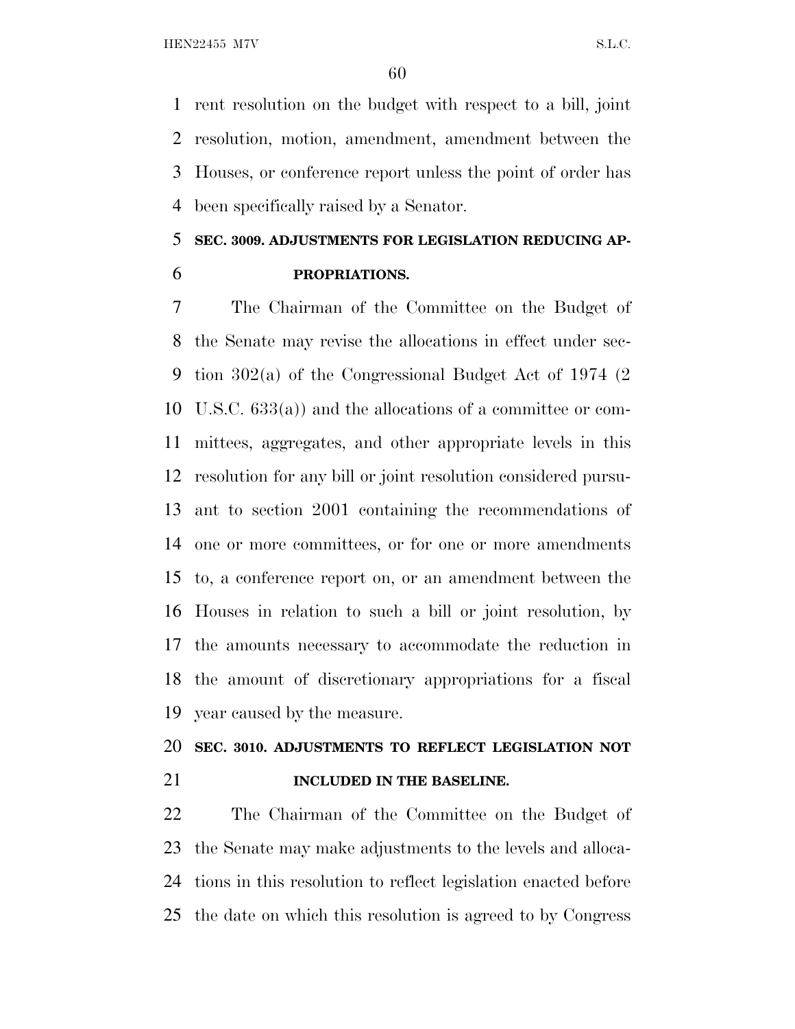rent resolution on the budget with respect to a bill, joint resolution, motion, amendment, amendment between the Houses, or conference report unless the point of order has been specifically raised by a Senator.

### SEC. 3009. ADJUSTMENTS FOR LEGISLATION REDUCING APPROPRIATIONS.

The Chairman of the Committee on the Budget of the Senate may revise the allocations in effect under section 302(a) of the Congressional Budget Act of 1974 (2 U.S.C. 633(a)) and the allocations of a committee or committees, aggregates, and other appropriate levels in this resolution for any bill or joint resolution considered pursuant to section 2001 containing the recommendations of one or more committees, or for one or more amendments to, a conference report on, or an amendment between the Houses in relation to such a bill or joint resolution, by the amounts necessary to accommodate the reduction in the amount of discretionary appropriations for a fiscal year caused by the measure.

### SEC. 3010. ADJUSTMENTS TO REFLECT LEGISLATION NOT INCLUDED IN THE BASELINE.

The Chairman of the Committee on the Budget of the Senate may make adjustments to the levels and allocations in this resolution to reflect legislation enacted before the date on which this resolution is agreed to by Congress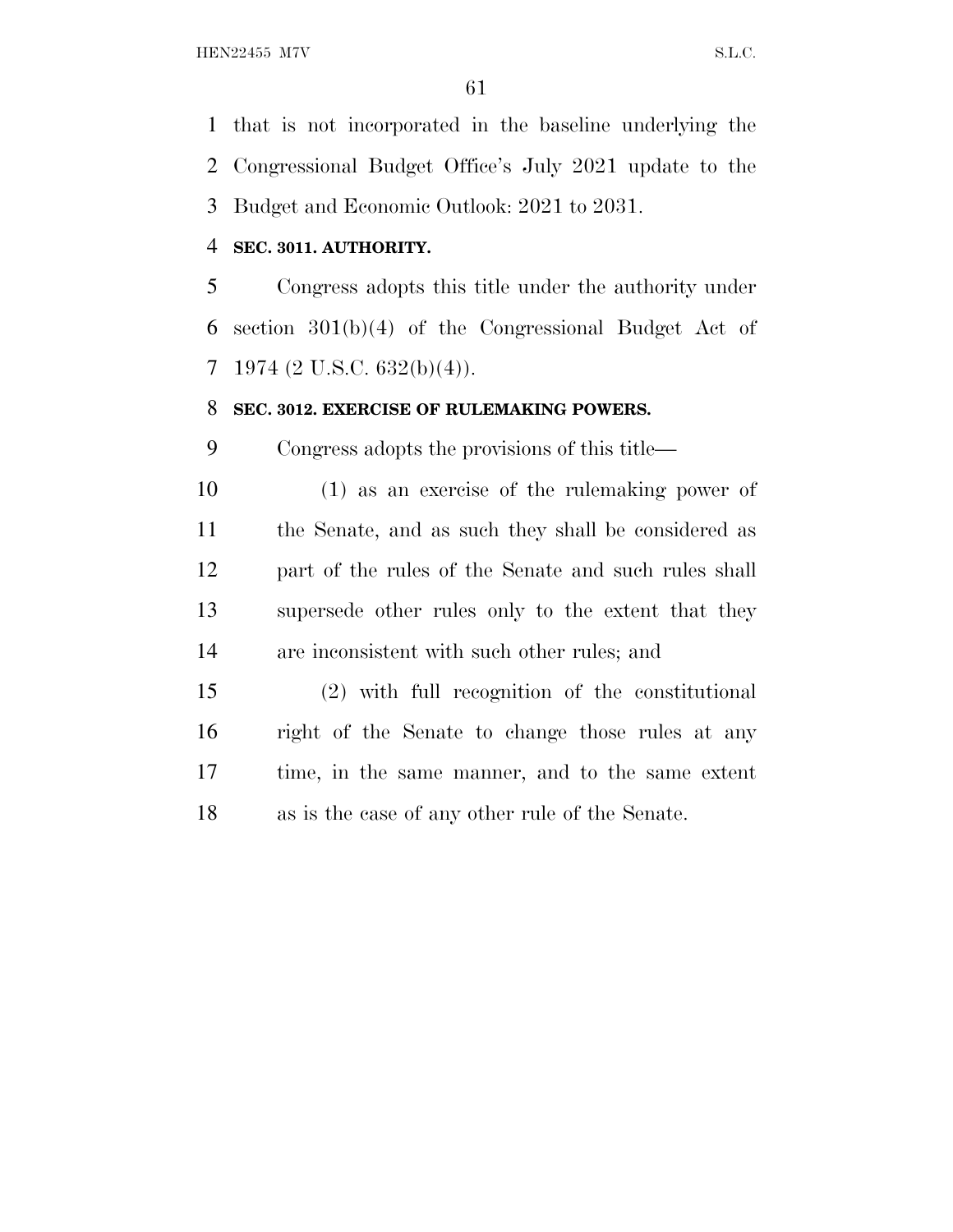that is not incorporated in the baseline underlying the Congressional Budget Office's July 2021 update to the Budget and Economic Outlook: 2021 to 2031.

**SEC. 3011. AUTHORITY.**

Congress adopts this title under the authority under section 301(b)(4) of the Congressional Budget Act of 1974 (2 U.S.C. 632(b)(4)).

**SEC. 3012. EXERCISE OF RULEMAKING POWERS.**

Congress adopts the provisions of this title—

(1) as an exercise of the rulemaking power of the Senate, and as such they shall be considered as part of the rules of the Senate and such rules shall supersede other rules only to the extent that they are inconsistent with such other rules; and

(2) with full recognition of the constitutional right of the Senate to change those rules at any time, in the same manner, and to the same extent as is the case of any other rule of the Senate.